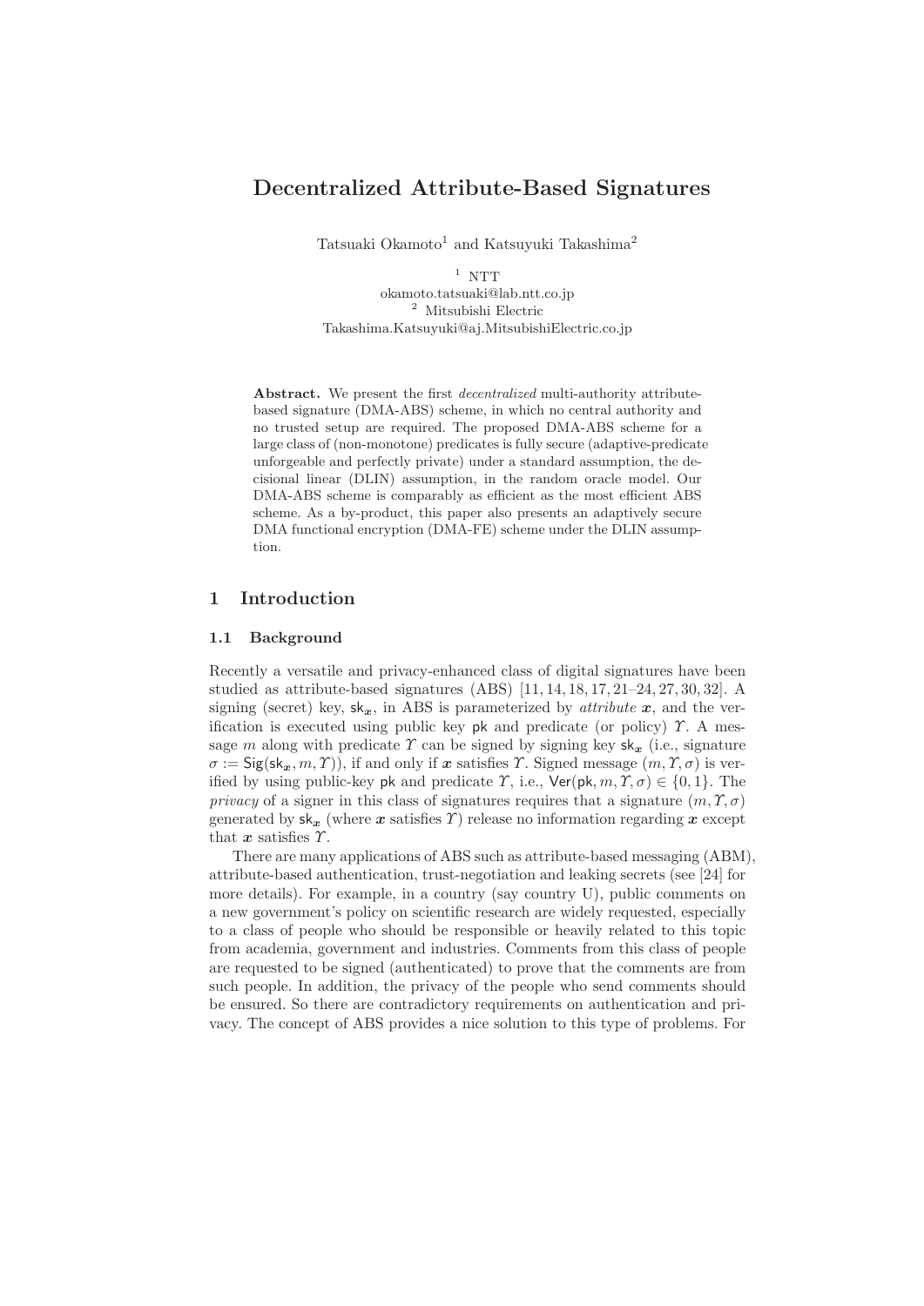# Decentralized Attribute-Based Signatures

Tatsuaki Okamoto[1] and Katsuyuki Takashima[2]

[1] NTT
okamoto.tatsuaki@lab.ntt.co.jp
[2] Mitsubishi Electric
Takashima.Katsuyuki@aj.MitsubishiElectric.co.jp

**Abstract.** We present the first *decentralized* multi-authority attribute-based signature (DMA-ABS) scheme, in which no central authority and no trusted setup are required. The proposed DMA-ABS scheme for a large class of (non-monotone) predicates is fully secure (adaptive-predicate unforgeable and perfectly private) under a standard assumption, the decisional linear (DLIN) assumption, in the random oracle model. Our DMA-ABS scheme is comparably as efficient as the most efficient ABS scheme. As a by-product, this paper also presents an adaptively secure DMA functional encryption (DMA-FE) scheme under the DLIN assumption.

## 1 Introduction

### 1.1 Background

Recently a versatile and privacy-enhanced class of digital signatures have been studied as attribute-based signatures (ABS) [11, 14, 18, 17, 21–24, 27, 30, 32]. A signing (secret) key, $\mathsf{sk}_{\boldsymbol{x}}$, in ABS is parameterized by *attribute* $\boldsymbol{x}$, and the verification is executed using public key $\mathsf{pk}$ and predicate (or policy) $\Upsilon$. A message $m$ along with predicate $\Upsilon$ can be signed by signing key $\mathsf{sk}_{\boldsymbol{x}}$ (i.e., signature $\sigma := \mathsf{Sig}(\mathsf{sk}_{\boldsymbol{x}}, m, \Upsilon)$), if and only if $\boldsymbol{x}$ satisfies $\Upsilon$. Signed message $(m, \Upsilon, \sigma)$ is verified by using public-key $\mathsf{pk}$ and predicate $\Upsilon$, i.e., $\mathsf{Ver}(\mathsf{pk}, m, \Upsilon, \sigma) \in \{0, 1\}$. The *privacy* of a signer in this class of signatures requires that a signature $(m, \Upsilon, \sigma)$ generated by $\mathsf{sk}_{\boldsymbol{x}}$ (where $\boldsymbol{x}$ satisfies $\Upsilon$) release no information regarding $\boldsymbol{x}$ except that $\boldsymbol{x}$ satisfies $\Upsilon$.

There are many applications of ABS such as attribute-based messaging (ABM), attribute-based authentication, trust-negotiation and leaking secrets (see [24] for more details). For example, in a country (say country U), public comments on a new government's policy on scientific research are widely requested, especially to a class of people who should be responsible or heavily related to this topic from academia, government and industries. Comments from this class of people are requested to be signed (authenticated) to prove that the comments are from such people. In addition, the privacy of the people who send comments should be ensured. So there are contradictory requirements on authentication and privacy. The concept of ABS provides a nice solution to this type of problems. For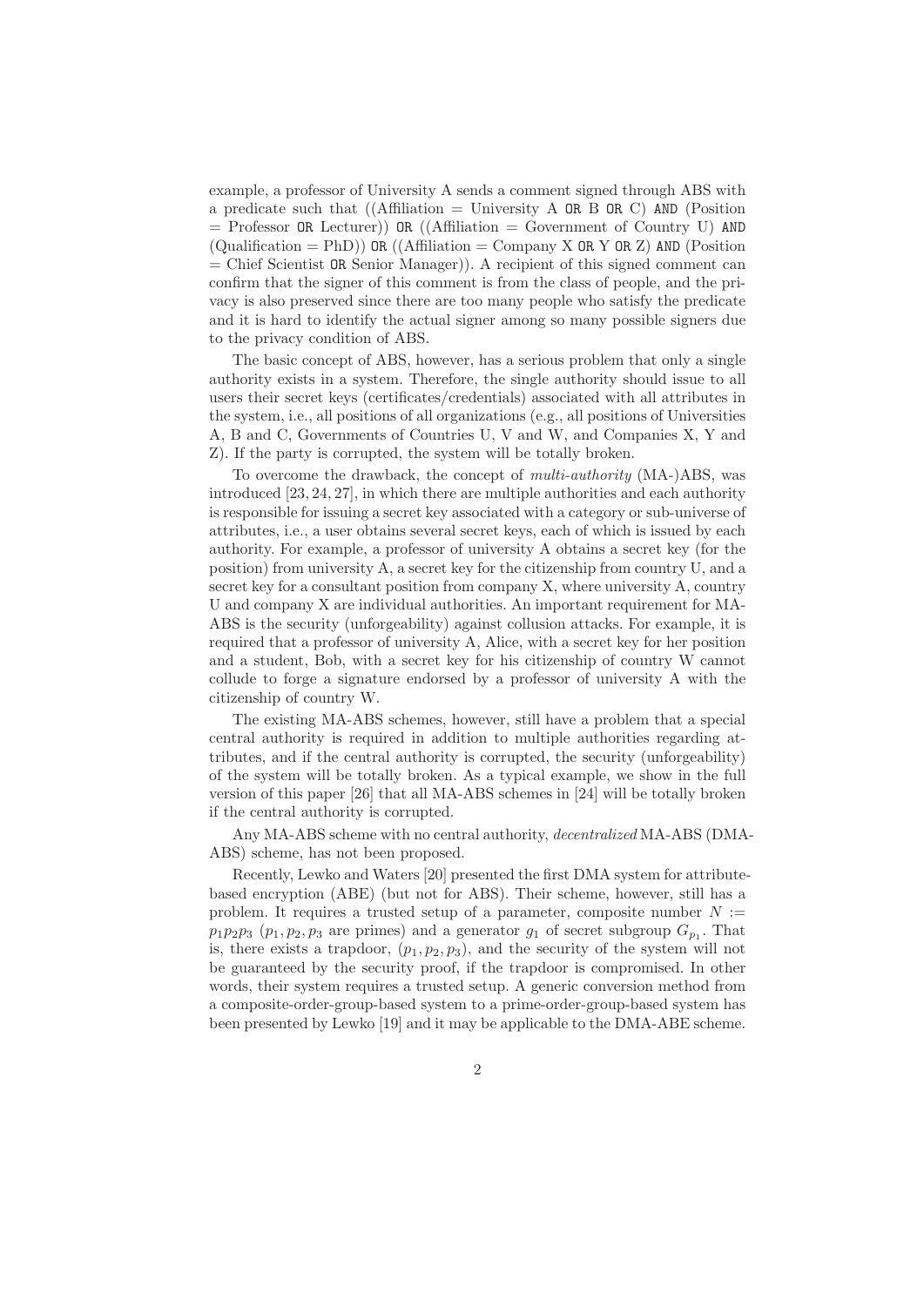example, a professor of University A sends a comment signed through ABS with a predicate such that ((Affiliation = University A OR B OR C) AND (Position = Professor OR Lecturer)) OR ((Affiliation = Government of Country U) AND (Qualification = PhD)) OR ((Affiliation = Company X OR Y OR Z) AND (Position = Chief Scientist OR Senior Manager)). A recipient of this signed comment can confirm that the signer of this comment is from the class of people, and the privacy is also preserved since there are too many people who satisfy the predicate and it is hard to identify the actual signer among so many possible signers due to the privacy condition of ABS.

The basic concept of ABS, however, has a serious problem that only a single authority exists in a system. Therefore, the single authority should issue to all users their secret keys (certificates/credentials) associated with all attributes in the system, i.e., all positions of all organizations (e.g., all positions of Universities A, B and C, Governments of Countries U, V and W, and Companies X, Y and Z). If the party is corrupted, the system will be totally broken.

To overcome the drawback, the concept of *multi-authority* (MA-)ABS, was introduced [23, 24, 27], in which there are multiple authorities and each authority is responsible for issuing a secret key associated with a category or sub-universe of attributes, i.e., a user obtains several secret keys, each of which is issued by each authority. For example, a professor of university A obtains a secret key (for the position) from university A, a secret key for the citizenship from country U, and a secret key for a consultant position from company X, where university A, country U and company X are individual authorities. An important requirement for MA-ABS is the security (unforgeability) against collusion attacks. For example, it is required that a professor of university A, Alice, with a secret key for her position and a student, Bob, with a secret key for his citizenship of country W cannot collude to forge a signature endorsed by a professor of university A with the citizenship of country W.

The existing MA-ABS schemes, however, still have a problem that a special central authority is required in addition to multiple authorities regarding attributes, and if the central authority is corrupted, the security (unforgeability) of the system will be totally broken. As a typical example, we show in the full version of this paper [26] that all MA-ABS schemes in [24] will be totally broken if the central authority is corrupted.

Any MA-ABS scheme with no central authority, *decentralized* MA-ABS (DMA-ABS) scheme, has not been proposed.

Recently, Lewko and Waters [20] presented the first DMA system for attribute-based encryption (ABE) (but not for ABS). Their scheme, however, still has a problem. It requires a trusted setup of a parameter, composite number $N := p_1p_2p_3$ ($p_1, p_2, p_3$ are primes) and a generator $g_1$ of secret subgroup $G_{p_1}$. That is, there exists a trapdoor, $(p_1, p_2, p_3)$, and the security of the system will not be guaranteed by the security proof, if the trapdoor is compromised. In other words, their system requires a trusted setup. A generic conversion method from a composite-order-group-based system to a prime-order-group-based system has been presented by Lewko [19] and it may be applicable to the DMA-ABE scheme.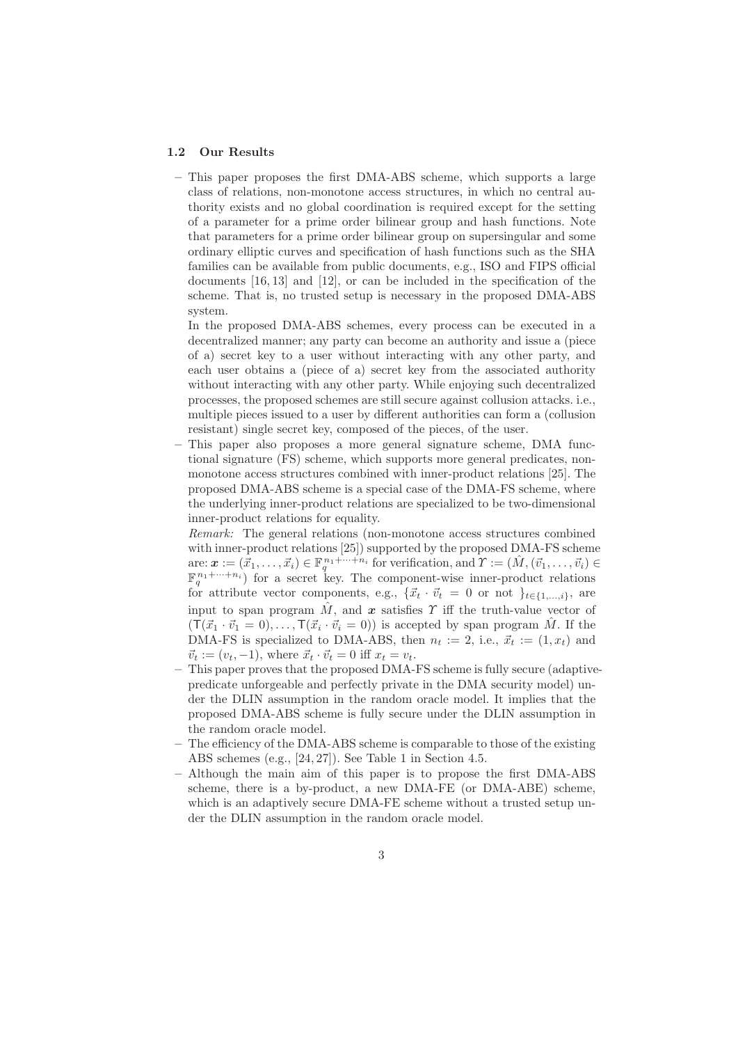### 1.2 Our Results

- This paper proposes the first DMA-ABS scheme, which supports a large class of relations, non-monotone access structures, in which no central authority exists and no global coordination is required except for the setting of a parameter for a prime order bilinear group and hash functions. Note that parameters for a prime order bilinear group on supersingular and some ordinary elliptic curves and specification of hash functions such as the SHA families can be available from public documents, e.g., ISO and FIPS official documents [16, 13] and [12], or can be included in the specification of the scheme. That is, no trusted setup is necessary in the proposed DMA-ABS system.

  In the proposed DMA-ABS schemes, every process can be executed in a decentralized manner; any party can become an authority and issue a (piece of a) secret key to a user without interacting with any other party, and each user obtains a (piece of a) secret key from the associated authority without interacting with any other party. While enjoying such decentralized processes, the proposed schemes are still secure against collusion attacks. i.e., multiple pieces issued to a user by different authorities can form a (collusion resistant) single secret key, composed of the pieces, of the user.
- This paper also proposes a more general signature scheme, DMA functional signature (FS) scheme, which supports more general predicates, non-monotone access structures combined with inner-product relations [25]. The proposed DMA-ABS scheme is a special case of the DMA-FS scheme, where the underlying inner-product relations are specialized to be two-dimensional inner-product relations for equality.

  *Remark:* The general relations (non-monotone access structures combined with inner-product relations [25]) supported by the proposed DMA-FS scheme are: $\boldsymbol{x} := (\vec{x}_1, \ldots, \vec{x}_i) \in \mathbb{F}_q^{n_1+\cdots+n_i}$ for verification, and $\Upsilon := (\hat{M}, (\vec{v}_1, \ldots, \vec{v}_i) \in \mathbb{F}_q^{n_1+\cdots+n_i})$ for a secret key. The component-wise inner-product relations for attribute vector components, e.g., $\{\vec{x}_t \cdot \vec{v}_t = 0 \text{ or not }\}_{t\in\{1,\ldots,i\}}$, are input to span program $\hat{M}$, and $\boldsymbol{x}$ satisfies $\Upsilon$ iff the truth-value vector of $(\mathsf{T}(\vec{x}_1 \cdot \vec{v}_1 = 0), \ldots, \mathsf{T}(\vec{x}_i \cdot \vec{v}_i = 0))$ is accepted by span program $\hat{M}$. If the DMA-FS is specialized to DMA-ABS, then $n_t := 2$, i.e., $\vec{x}_t := (1, x_t)$ and $\vec{v}_t := (v_t, -1)$, where $\vec{x}_t \cdot \vec{v}_t = 0$ iff $x_t = v_t$.
- This paper proves that the proposed DMA-FS scheme is fully secure (adaptive-predicate unforgeable and perfectly private in the DMA security model) under the DLIN assumption in the random oracle model. It implies that the proposed DMA-ABS scheme is fully secure under the DLIN assumption in the random oracle model.
- The efficiency of the DMA-ABS scheme is comparable to those of the existing ABS schemes (e.g., [24, 27]). See Table 1 in Section 4.5.
- Although the main aim of this paper is to propose the first DMA-ABS scheme, there is a by-product, a new DMA-FE (or DMA-ABE) scheme, which is an adaptively secure DMA-FE scheme without a trusted setup under the DLIN assumption in the random oracle model.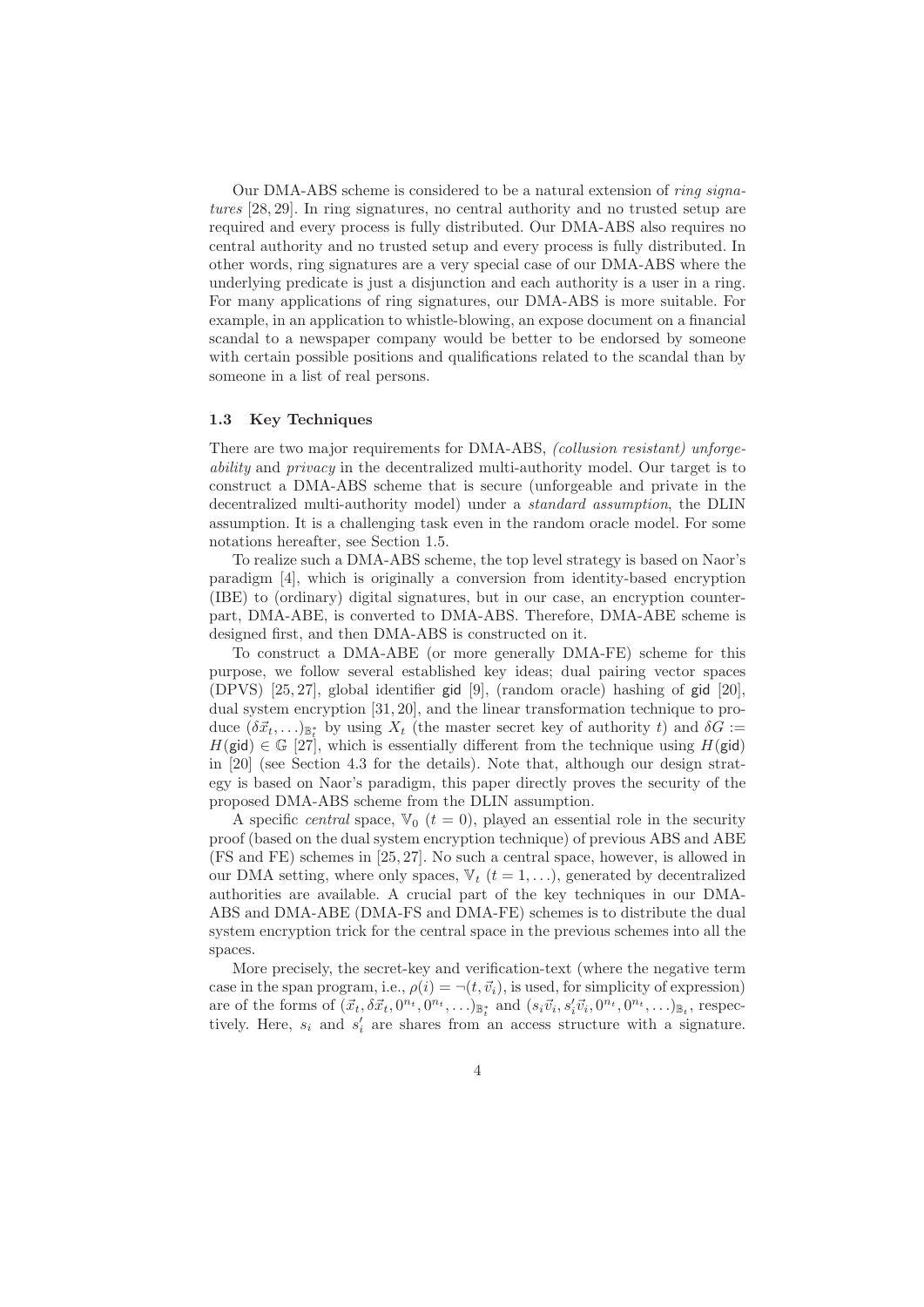Our DMA-ABS scheme is considered to be a natural extension of *ring signatures* [28, 29]. In ring signatures, no central authority and no trusted setup are required and every process is fully distributed. Our DMA-ABS also requires no central authority and no trusted setup and every process is fully distributed. In other words, ring signatures are a very special case of our DMA-ABS where the underlying predicate is just a disjunction and each authority is a user in a ring. For many applications of ring signatures, our DMA-ABS is more suitable. For example, in an application to whistle-blowing, an expose document on a financial scandal to a newspaper company would be better to be endorsed by someone with certain possible positions and qualifications related to the scandal than by someone in a list of real persons.

### 1.3 Key Techniques

There are two major requirements for DMA-ABS, *(collusion resistant) unforgeability* and *privacy* in the decentralized multi-authority model. Our target is to construct a DMA-ABS scheme that is secure (unforgeable and private in the decentralized multi-authority model) under a *standard assumption*, the DLIN assumption. It is a challenging task even in the random oracle model. For some notations hereafter, see Section 1.5.

To realize such a DMA-ABS scheme, the top level strategy is based on Naor's paradigm [4], which is originally a conversion from identity-based encryption (IBE) to (ordinary) digital signatures, but in our case, an encryption counterpart, DMA-ABE, is converted to DMA-ABS. Therefore, DMA-ABE scheme is designed first, and then DMA-ABS is constructed on it.

To construct a DMA-ABE (or more generally DMA-FE) scheme for this purpose, we follow several established key ideas; dual pairing vector spaces (DPVS) [25, 27], global identifier $\mathsf{gid}$ [9], (random oracle) hashing of $\mathsf{gid}$ [20], dual system encryption [31, 20], and the linear transformation technique to produce $(\delta\vec{x}_t, \ldots)_{\mathbb{B}_t^*}$ by using $X_t$ (the master secret key of authority $t$) and $\delta G := H(\mathsf{gid}) \in \mathbb{G}$ [27], which is essentially different from the technique using $H(\mathsf{gid})$ in [20] (see Section 4.3 for the details). Note that, although our design strategy is based on Naor's paradigm, this paper directly proves the security of the proposed DMA-ABS scheme from the DLIN assumption.

A specific *central* space, $\mathbb{V}_0$ ($t = 0$), played an essential role in the security proof (based on the dual system encryption technique) of previous ABS and ABE (FS and FE) schemes in [25, 27]. No such a central space, however, is allowed in our DMA setting, where only spaces, $\mathbb{V}_t$ ($t = 1, \ldots$), generated by decentralized authorities are available. A crucial part of the key techniques in our DMA-ABS and DMA-ABE (DMA-FS and DMA-FE) schemes is to distribute the dual system encryption trick for the central space in the previous schemes into all the spaces.

More precisely, the secret-key and verification-text (where the negative term case in the span program, i.e., $\rho(i) = \neg(t, \vec{v}_i)$, is used, for simplicity of expression) are of the forms of $(\vec{x}_t, \delta\vec{x}_t, 0^{n_t}, 0^{n_t}, \ldots)_{\mathbb{B}_t^*}$ and $(s_i\vec{v}_i, s_i'\vec{v}_i, 0^{n_t}, 0^{n_t}, \ldots)_{\mathbb{B}_t}$, respectively. Here, $s_i$ and $s_i'$ are shares from an access structure with a signature.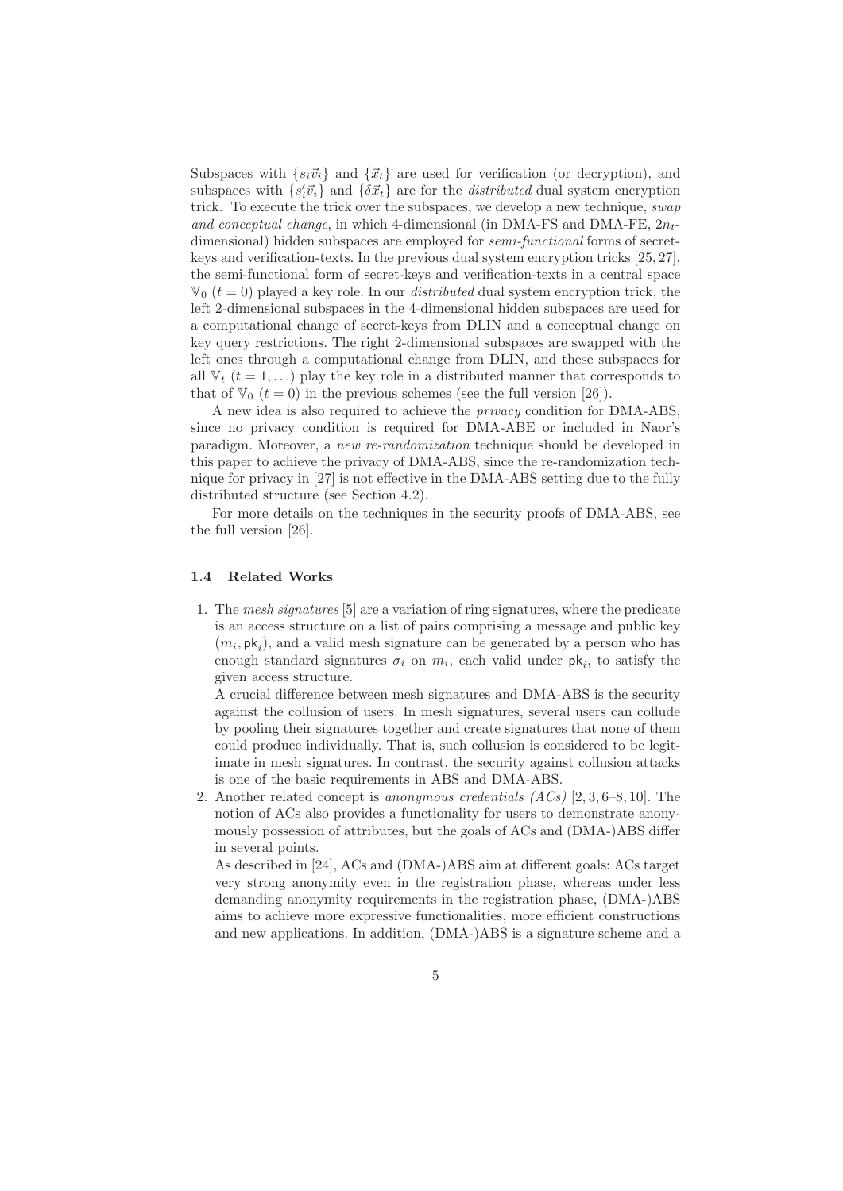Subspaces with $\{s_i \vec{v}_i\}$ and $\{\vec{x}_t\}$ are used for verification (or decryption), and subspaces with $\{s'_i \vec{v}_i\}$ and $\{\delta \vec{x}_t\}$ are for the *distributed* dual system encryption trick. To execute the trick over the subspaces, we develop a new technique, *swap and conceptual change*, in which 4-dimensional (in DMA-FS and DMA-FE, $2n_t$-dimensional) hidden subspaces are employed for *semi-functional* forms of secret-keys and verification-texts. In the previous dual system encryption tricks [25, 27], the semi-functional form of secret-keys and verification-texts in a central space $\mathbb{V}_0$ ($t = 0$) played a key role. In our *distributed* dual system encryption trick, the left 2-dimensional subspaces in the 4-dimensional hidden subspaces are used for a computational change of secret-keys from DLIN and a conceptual change on key query restrictions. The right 2-dimensional subspaces are swapped with the left ones through a computational change from DLIN, and these subspaces for all $\mathbb{V}_t$ ($t = 1, \ldots$) play the key role in a distributed manner that corresponds to that of $\mathbb{V}_0$ ($t = 0$) in the previous schemes (see the full version [26]).

A new idea is also required to achieve the *privacy* condition for DMA-ABS, since no privacy condition is required for DMA-ABE or included in Naor's paradigm. Moreover, a *new re-randomization* technique should be developed in this paper to achieve the privacy of DMA-ABS, since the re-randomization technique for privacy in [27] is not effective in the DMA-ABS setting due to the fully distributed structure (see Section 4.2).

For more details on the techniques in the security proofs of DMA-ABS, see the full version [26].

### 1.4 Related Works

1. The *mesh signatures* [5] are a variation of ring signatures, where the predicate is an access structure on a list of pairs comprising a message and public key $(m_i, \mathsf{pk}_i)$, and a valid mesh signature can be generated by a person who has enough standard signatures $\sigma_i$ on $m_i$, each valid under $\mathsf{pk}_i$, to satisfy the given access structure.
   A crucial difference between mesh signatures and DMA-ABS is the security against the collusion of users. In mesh signatures, several users can collude by pooling their signatures together and create signatures that none of them could produce individually. That is, such collusion is considered to be legitimate in mesh signatures. In contrast, the security against collusion attacks is one of the basic requirements in ABS and DMA-ABS.
2. Another related concept is *anonymous credentials (ACs)* [2, 3, 6–8, 10]. The notion of ACs also provides a functionality for users to demonstrate anonymously possession of attributes, but the goals of ACs and (DMA-)ABS differ in several points.
   As described in [24], ACs and (DMA-)ABS aim at different goals: ACs target very strong anonymity even in the registration phase, whereas under less demanding anonymity requirements in the registration phase, (DMA-)ABS aims to achieve more expressive functionalities, more efficient constructions and new applications. In addition, (DMA-)ABS is a signature scheme and a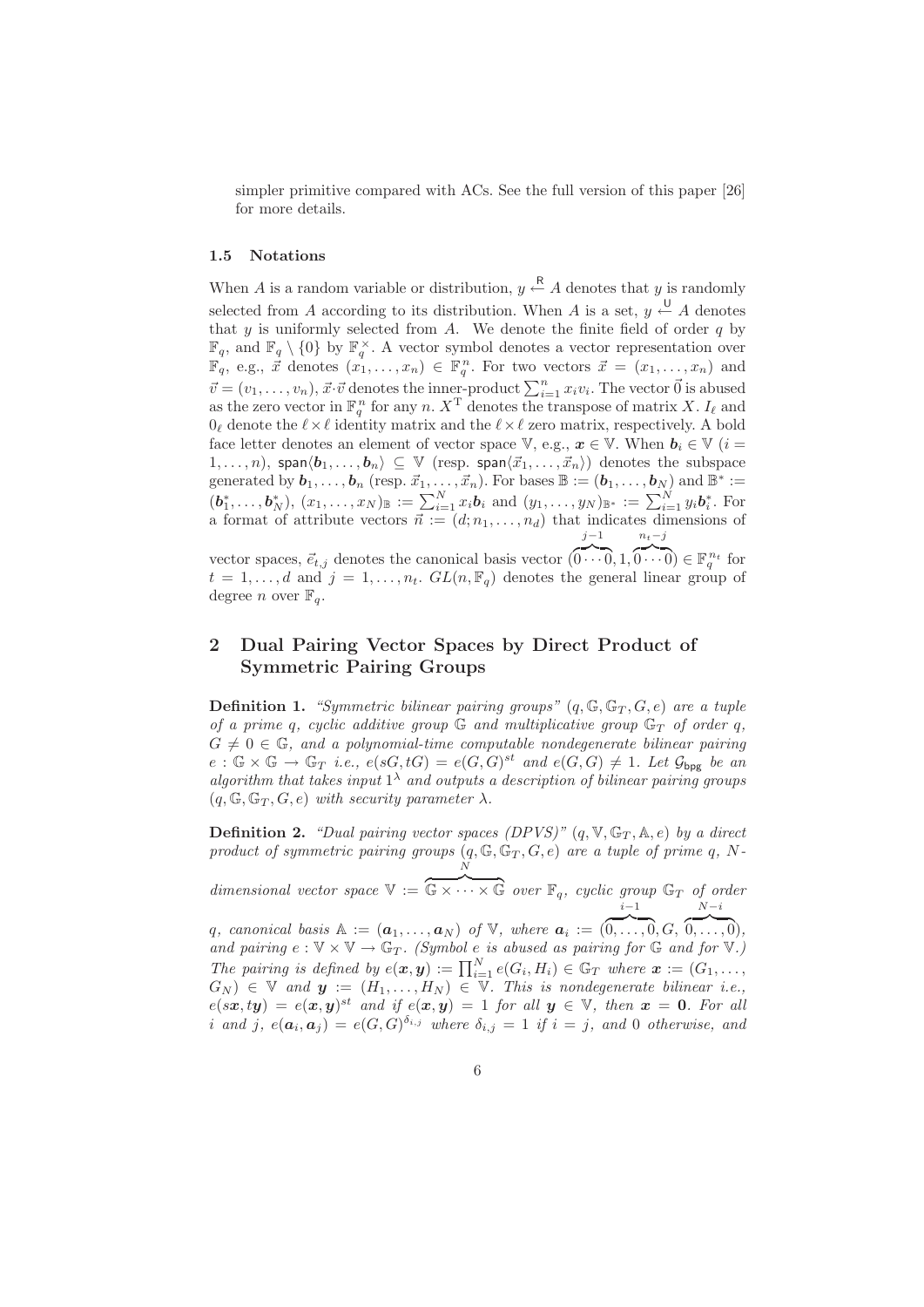simpler primitive compared with ACs. See the full version of this paper [26] for more details.

### 1.5 Notations

When $A$ is a random variable or distribution, $y \xleftarrow{\mathsf{R}} A$ denotes that $y$ is randomly selected from $A$ according to its distribution. When $A$ is a set, $y \xleftarrow{\mathsf{U}} A$ denotes that $y$ is uniformly selected from $A$. We denote the finite field of order $q$ by $\mathbb{F}_q$, and $\mathbb{F}_q \setminus \{0\}$ by $\mathbb{F}_q^\times$. A vector symbol denotes a vector representation over $\mathbb{F}_q$, e.g., $\vec{x}$ denotes $(x_1, \ldots, x_n) \in \mathbb{F}_q^n$. For two vectors $\vec{x} = (x_1, \ldots, x_n)$ and $\vec{v} = (v_1, \ldots, v_n)$, $\vec{x} \cdot \vec{v}$ denotes the inner-product $\sum_{i=1}^n x_i v_i$. The vector $\vec{0}$ is abused as the zero vector in $\mathbb{F}_q^n$ for any $n$. $X^{\mathrm{T}}$ denotes the transpose of matrix $X$. $I_\ell$ and $0_\ell$ denote the $\ell \times \ell$ identity matrix and the $\ell \times \ell$ zero matrix, respectively. A bold face letter denotes an element of vector space $\mathbb{V}$, e.g., $\boldsymbol{x} \in \mathbb{V}$. When $\boldsymbol{b}_i \in \mathbb{V}$ $(i = 1, \ldots, n)$, $\mathsf{span}\langle \boldsymbol{b}_1, \ldots, \boldsymbol{b}_n \rangle \subseteq \mathbb{V}$ (resp. $\mathsf{span}\langle \vec{x}_1, \ldots, \vec{x}_n \rangle$) denotes the subspace generated by $\boldsymbol{b}_1, \ldots, \boldsymbol{b}_n$ (resp. $\vec{x}_1, \ldots, \vec{x}_n$). For bases $\mathbb{B} := (\boldsymbol{b}_1, \ldots, \boldsymbol{b}_N)$ and $\mathbb{B}^* := (\boldsymbol{b}_1^*, \ldots, \boldsymbol{b}_N^*)$, $(x_1, \ldots, x_N)_{\mathbb{B}} := \sum_{i=1}^N x_i \boldsymbol{b}_i$ and $(y_1, \ldots, y_N)_{\mathbb{B}^*} := \sum_{i=1}^N y_i \boldsymbol{b}_i^*$. For a format of attribute vectors $\vec{n} := (d; n_1, \ldots, n_d)$ that indicates dimensions of vector spaces, $\vec{e}_{t,j}$ denotes the canonical basis vector $(\overbrace{0 \cdots 0}^{j-1}, 1, \overbrace{0 \cdots 0}^{n_t - j}) \in \mathbb{F}_q^{n_t}$ for $t = 1, \ldots, d$ and $j = 1, \ldots, n_t$. $GL(n, \mathbb{F}_q)$ denotes the general linear group of degree $n$ over $\mathbb{F}_q$.

## 2 Dual Pairing Vector Spaces by Direct Product of Symmetric Pairing Groups

**Definition 1.** *"Symmetric bilinear pairing groups" $(q, \mathbb{G}, \mathbb{G}_T, G, e)$ are a tuple of a prime $q$, cyclic additive group $\mathbb{G}$ and multiplicative group $\mathbb{G}_T$ of order $q$, $G \neq 0 \in \mathbb{G}$, and a polynomial-time computable nondegenerate bilinear pairing $e : \mathbb{G} \times \mathbb{G} \to \mathbb{G}_T$ i.e., $e(sG, tG) = e(G, G)^{st}$ and $e(G, G) \neq 1$. Let $\mathcal{G}_{\mathsf{bpg}}$ be an algorithm that takes input $1^\lambda$ and outputs a description of bilinear pairing groups $(q, \mathbb{G}, \mathbb{G}_T, G, e)$ with security parameter $\lambda$.*

**Definition 2.** *"Dual pairing vector spaces (DPVS)" $(q, \mathbb{V}, \mathbb{G}_T, \mathbb{A}, e)$ by a direct product of symmetric pairing groups $(q, \mathbb{G}, \mathbb{G}_T, G, e)$ are a tuple of prime $q$, $N$-dimensional vector space $\mathbb{V} := \overbrace{\mathbb{G} \times \cdots \times \mathbb{G}}^{N}$ over $\mathbb{F}_q$, cyclic group $\mathbb{G}_T$ of order $q$, canonical basis $\mathbb{A} := (\boldsymbol{a}_1, \ldots, \boldsymbol{a}_N)$ of $\mathbb{V}$, where $\boldsymbol{a}_i := (\overbrace{0, \ldots, 0}^{i-1}, G, \overbrace{0, \ldots, 0}^{N-i})$, and pairing $e : \mathbb{V} \times \mathbb{V} \to \mathbb{G}_T$. (Symbol $e$ is abused as pairing for $\mathbb{G}$ and for $\mathbb{V}$.) The pairing is defined by $e(\boldsymbol{x}, \boldsymbol{y}) := \prod_{i=1}^N e(G_i, H_i) \in \mathbb{G}_T$ where $\boldsymbol{x} := (G_1, \ldots, G_N) \in \mathbb{V}$ and $\boldsymbol{y} := (H_1, \ldots, H_N) \in \mathbb{V}$. This is nondegenerate bilinear i.e., $e(s\boldsymbol{x}, t\boldsymbol{y}) = e(\boldsymbol{x}, \boldsymbol{y})^{st}$ and if $e(\boldsymbol{x}, \boldsymbol{y}) = 1$ for all $\boldsymbol{y} \in \mathbb{V}$, then $\boldsymbol{x} = \boldsymbol{0}$. For all $i$ and $j$, $e(\boldsymbol{a}_i, \boldsymbol{a}_j) = e(G, G)^{\delta_{i,j}}$ where $\delta_{i,j} = 1$ if $i = j$, and 0 otherwise, and*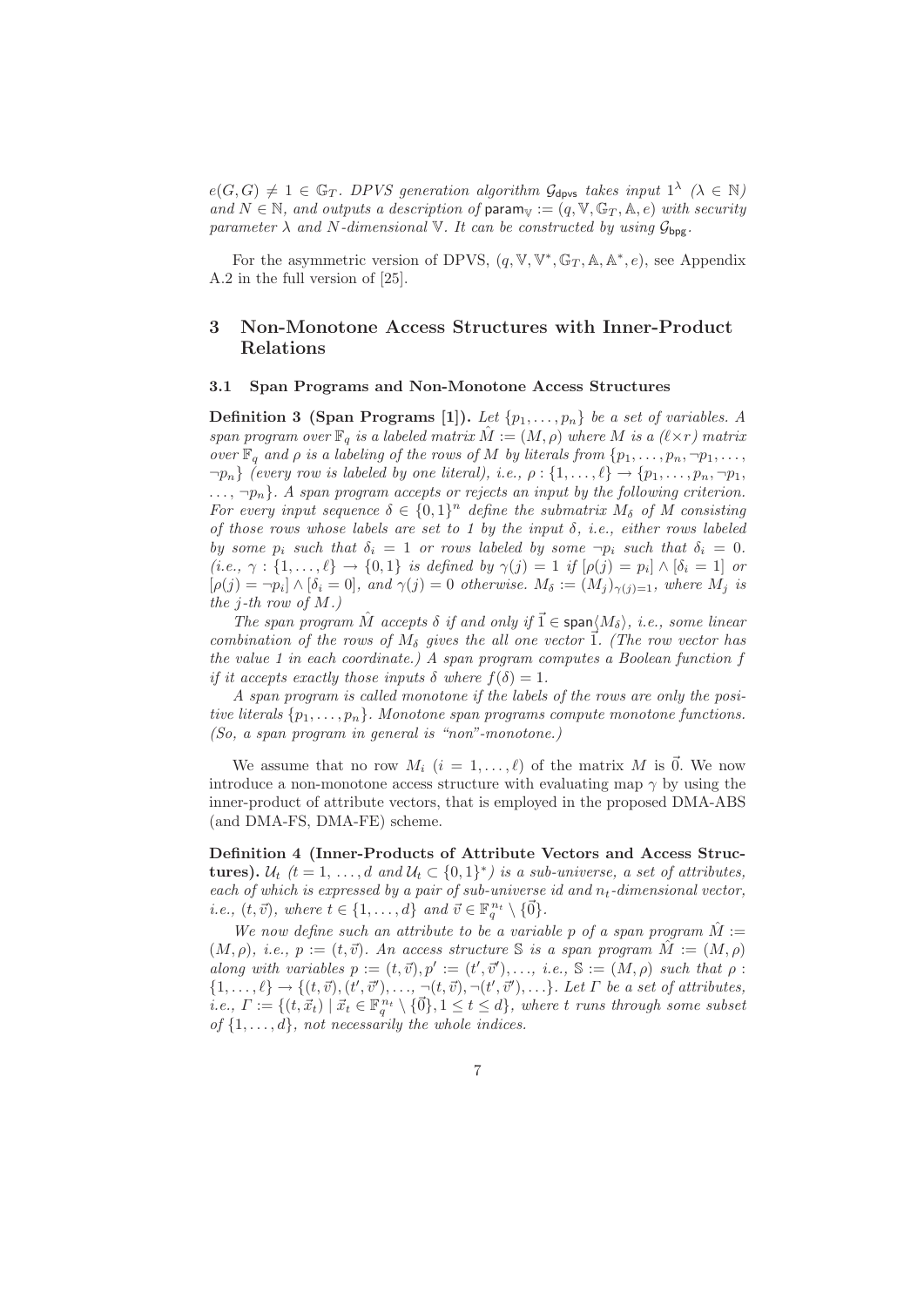$e(G, G) \neq 1 \in \mathbb{G}_T$. *DPVS generation algorithm* $\mathcal{G}_{\mathsf{dpvs}}$ *takes input* $1^\lambda$ $(\lambda \in \mathbb{N})$ *and* $N \in \mathbb{N}$, *and outputs a description of* $\mathsf{param}_{\mathbb{V}} := (q, \mathbb{V}, \mathbb{G}_T, \mathbb{A}, e)$ *with security parameter* $\lambda$ *and* $N$*-dimensional* $\mathbb{V}$. *It can be constructed by using* $\mathcal{G}_{\mathsf{bpg}}$.

For the asymmetric version of DPVS, $(q, \mathbb{V}, \mathbb{V}^*, \mathbb{G}_T, \mathbb{A}, \mathbb{A}^*, e)$, see Appendix A.2 in the full version of [25].

## 3 Non-Monotone Access Structures with Inner-Product Relations

### 3.1 Span Programs and Non-Monotone Access Structures

**Definition 3 (Span Programs [1]).** *Let* $\{p_1, \ldots, p_n\}$ *be a set of variables. A span program over* $\mathbb{F}_q$ *is a labeled matrix* $\hat{M} := (M, \rho)$ *where* $M$ *is a* $(\ell \times r)$ *matrix over* $\mathbb{F}_q$ *and* $\rho$ *is a labeling of the rows of* $M$ *by literals from* $\{p_1, \ldots, p_n, \neg p_1, \ldots, \neg p_n\}$ *(every row is labeled by one literal), i.e.,* $\rho : \{1, \ldots, \ell\} \to \{p_1, \ldots, p_n, \neg p_1, \ldots, \neg p_n\}$. *A span program accepts or rejects an input by the following criterion. For every input sequence* $\delta \in \{0,1\}^n$ *define the submatrix* $M_\delta$ *of* $M$ *consisting of those rows whose labels are set to 1 by the input* $\delta$, *i.e., either rows labeled by some* $p_i$ *such that* $\delta_i = 1$ *or rows labeled by some* $\neg p_i$ *such that* $\delta_i = 0$. *(i.e.,* $\gamma : \{1, \ldots, \ell\} \to \{0,1\}$ *is defined by* $\gamma(j) = 1$ *if* $[\rho(j) = p_i] \wedge [\delta_i = 1]$ *or* $[\rho(j) = \neg p_i] \wedge [\delta_i = 0]$, *and* $\gamma(j) = 0$ *otherwise.* $M_\delta := (M_j)_{\gamma(j)=1}$, *where* $M_j$ *is the* $j$*-th row of* $M$.*)*

*The span program* $\hat{M}$ *accepts* $\delta$ *if and only if* $\vec{1} \in \mathsf{span}\langle M_\delta \rangle$, *i.e., some linear combination of the rows of* $M_\delta$ *gives the all one vector* $\vec{1}$. *(The row vector has the value 1 in each coordinate.) A span program computes a Boolean function* $f$ *if it accepts exactly those inputs* $\delta$ *where* $f(\delta) = 1$.

*A span program is called monotone if the labels of the rows are only the positive literals* $\{p_1, \ldots, p_n\}$. *Monotone span programs compute monotone functions. (So, a span program in general is "non"-monotone.)*

We assume that no row $M_i$ $(i = 1, \ldots, \ell)$ of the matrix $M$ is $\vec{0}$. We now introduce a non-monotone access structure with evaluating map $\gamma$ by using the inner-product of attribute vectors, that is employed in the proposed DMA-ABS (and DMA-FS, DMA-FE) scheme.

**Definition 4 (Inner-Products of Attribute Vectors and Access Structures).** $\mathcal{U}_t$ $(t = 1, \ldots, d$ *and* $\mathcal{U}_t \subset \{0,1\}^*)$ *is a sub-universe, a set of attributes, each of which is expressed by a pair of sub-universe id and* $n_t$*-dimensional vector, i.e.,* $(t, \vec{v})$, *where* $t \in \{1, \ldots, d\}$ *and* $\vec{v} \in \mathbb{F}_q^{n_t} \setminus \{\vec{0}\}$.

*We now define such an attribute to be a variable* $p$ *of a span program* $\hat{M} := (M, \rho)$, *i.e.,* $p := (t, \vec{v})$. *An access structure* $\mathbb{S}$ *is a span program* $\hat{M} := (M, \rho)$ *along with variables* $p := (t, \vec{v}), p' := (t', \vec{v}'), \ldots$, *i.e.,* $\mathbb{S} := (M, \rho)$ *such that* $\rho : \{1, \ldots, \ell\} \to \{(t, \vec{v}), (t', \vec{v}'), \ldots, \neg(t, \vec{v}), \neg(t', \vec{v}'), \ldots\}$. *Let* $\Gamma$ *be a set of attributes, i.e.,* $\Gamma := \{(t, \vec{x}_t) \mid \vec{x}_t \in \mathbb{F}_q^{n_t} \setminus \{\vec{0}\}, 1 \leq t \leq d\}$, *where* $t$ *runs through some subset of* $\{1, \ldots, d\}$, *not necessarily the whole indices.*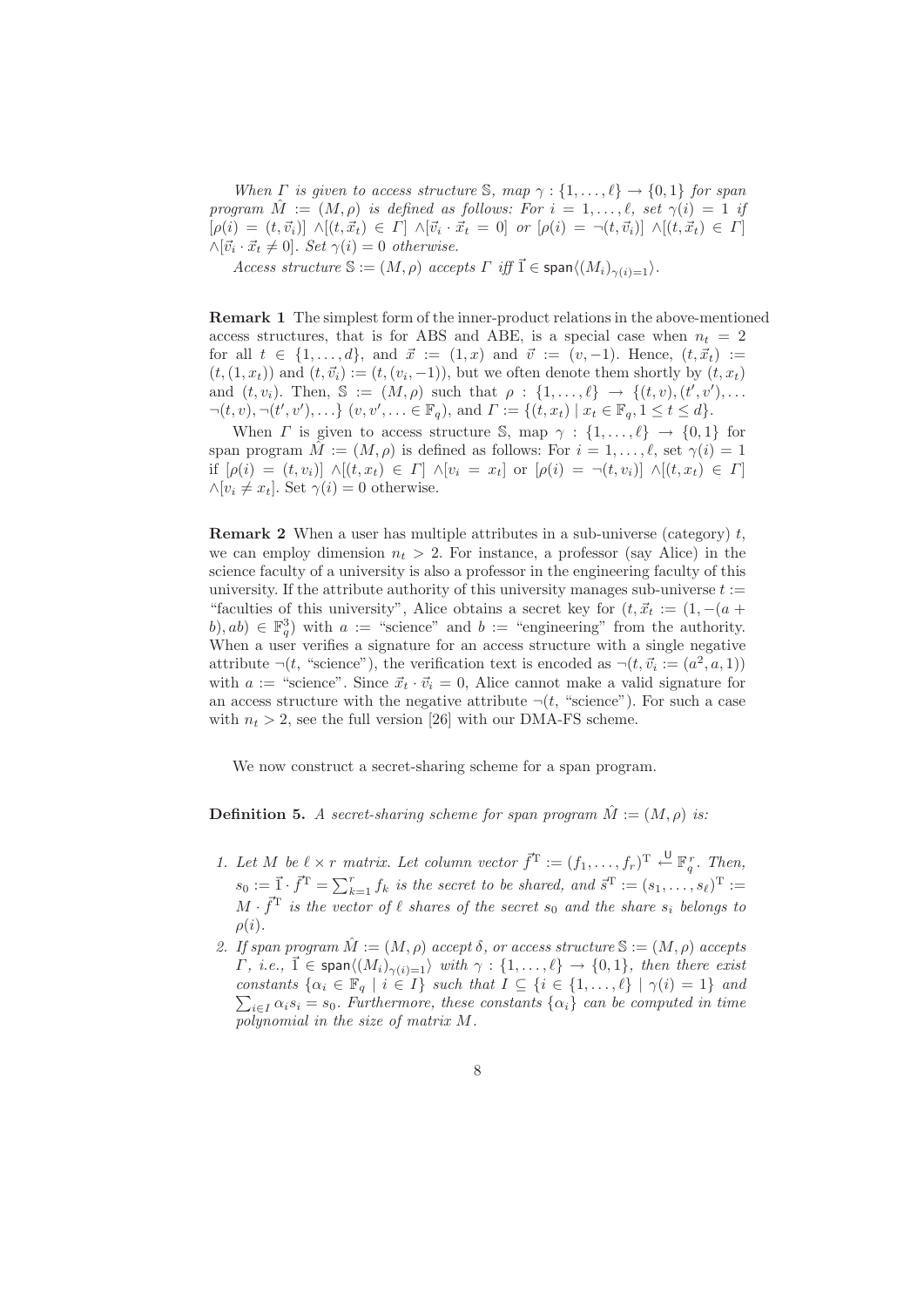*When $\Gamma$ is given to access structure $\mathbb{S}$, map $\gamma : \{1, \ldots, \ell\} \to \{0, 1\}$ for span program $\hat{M} := (M, \rho)$ is defined as follows: For $i = 1, \ldots, \ell$, set $\gamma(i) = 1$ if $[\rho(i) = (t, \vec{v}_i)] \wedge [(t, \vec{x}_t) \in \Gamma] \wedge [\vec{v}_i \cdot \vec{x}_t = 0]$ or $[\rho(i) = \neg(t, \vec{v}_i)] \wedge [(t, \vec{x}_t) \in \Gamma] \wedge [\vec{v}_i \cdot \vec{x}_t \neq 0]$. Set $\gamma(i) = 0$ otherwise.*

*Access structure $\mathbb{S} := (M, \rho)$ accepts $\Gamma$ iff $\vec{1} \in \mathsf{span}\langle (M_i)_{\gamma(i)=1} \rangle$.*

**Remark 1** The simplest form of the inner-product relations in the above-mentioned access structures, that is for ABS and ABE, is a special case when $n_t = 2$ for all $t \in \{1, \ldots, d\}$, and $\vec{x} := (1, x)$ and $\vec{v} := (v, -1)$. Hence, $(t, \vec{x}_t) := (t, (1, x_t))$ and $(t, \vec{v}_i) := (t, (v_i, -1))$, but we often denote them shortly by $(t, x_t)$ and $(t, v_i)$. Then, $\mathbb{S} := (M, \rho)$ such that $\rho : \{1, \ldots, \ell\} \to \{(t, v), (t', v'), \ldots \neg(t, v), \neg(t', v'), \ldots\}$ $(v, v', \ldots \in \mathbb{F}_q)$, and $\Gamma := \{(t, x_t) \mid x_t \in \mathbb{F}_q, 1 \leq t \leq d\}$.

When $\Gamma$ is given to access structure $\mathbb{S}$, map $\gamma : \{1, \ldots, \ell\} \to \{0, 1\}$ for span program $\hat{M} := (M, \rho)$ is defined as follows: For $i = 1, \ldots, \ell$, set $\gamma(i) = 1$ if $[\rho(i) = (t, v_i)] \wedge [(t, x_t) \in \Gamma] \wedge [v_i = x_t]$ or $[\rho(i) = \neg(t, v_i)] \wedge [(t, x_t) \in \Gamma] \wedge [v_i \neq x_t]$. Set $\gamma(i) = 0$ otherwise.

**Remark 2** When a user has multiple attributes in a sub-universe (category) $t$, we can employ dimension $n_t > 2$. For instance, a professor (say Alice) in the science faculty of a university is also a professor in the engineering faculty of this university. If the attribute authority of this university manages sub-universe $t :=$ "faculties of this university", Alice obtains a secret key for $(t, \vec{x}_t := (1, -(a + b), ab) \in \mathbb{F}_q^3)$ with $a :=$ "science" and $b :=$ "engineering" from the authority. When a user verifies a signature for an access structure with a single negative attribute $\neg(t,$ "science"$)$, the verification text is encoded as $\neg(t, \vec{v}_i := (a^2, a, 1))$ with $a :=$ "science". Since $\vec{x}_t \cdot \vec{v}_i = 0$, Alice cannot make a valid signature for an access structure with the negative attribute $\neg(t,$ "science"$)$. For such a case with $n_t > 2$, see the full version [26] with our DMA-FS scheme.

We now construct a secret-sharing scheme for a span program.

**Definition 5.** *A secret-sharing scheme for span program $\hat{M} := (M, \rho)$ is:*

1. *Let $M$ be $\ell \times r$ matrix. Let column vector $\vec{f}^{\mathrm{T}} := (f_1, \ldots, f_r)^{\mathrm{T}} \xleftarrow{\mathsf{U}} \mathbb{F}_q^r$. Then, $s_0 := \vec{1} \cdot \vec{f}^{\mathrm{T}} = \sum_{k=1}^{r} f_k$ is the secret to be shared, and $\vec{s}^{\mathrm{T}} := (s_1, \ldots, s_\ell)^{\mathrm{T}} := M \cdot \vec{f}^{\mathrm{T}}$ is the vector of $\ell$ shares of the secret $s_0$ and the share $s_i$ belongs to $\rho(i)$.*
2. *If span program $\hat{M} := (M, \rho)$ accept $\delta$, or access structure $\mathbb{S} := (M, \rho)$ accepts $\Gamma$, i.e., $\vec{1} \in \mathsf{span}\langle (M_i)_{\gamma(i)=1} \rangle$ with $\gamma : \{1, \ldots, \ell\} \to \{0, 1\}$, then there exist constants $\{\alpha_i \in \mathbb{F}_q \mid i \in I\}$ such that $I \subseteq \{i \in \{1, \ldots, \ell\} \mid \gamma(i) = 1\}$ and $\sum_{i \in I} \alpha_i s_i = s_0$. Furthermore, these constants $\{\alpha_i\}$ can be computed in time polynomial in the size of matrix $M$.*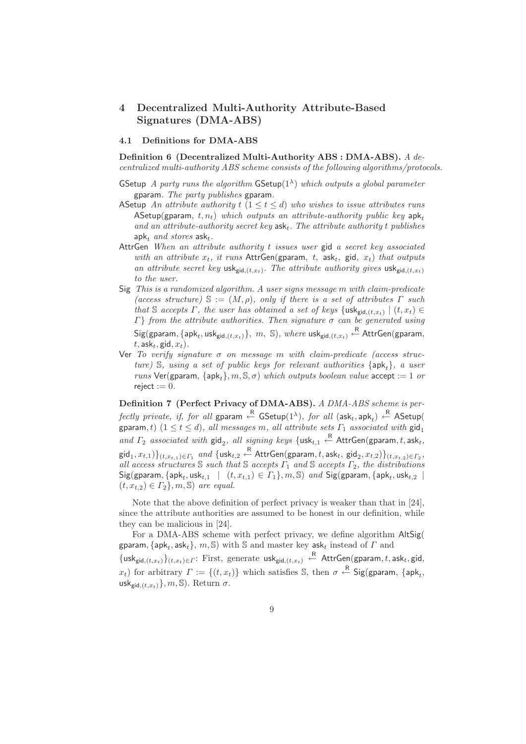# 4 Decentralized Multi-Authority Attribute-Based Signatures (DMA-ABS)

## 4.1 Definitions for DMA-ABS

**Definition 6 (Decentralized Multi-Authority ABS : DMA-ABS).** *A decentralized multi-authority ABS scheme consists of the following algorithms/protocols.*

- $\mathsf{GSetup}$ *A party runs the algorithm* $\mathsf{GSetup}(1^\lambda)$ *which outputs a global parameter* $\mathsf{gparam}$*. The party publishes* $\mathsf{gparam}$*.*
- $\mathsf{ASetup}$ *An attribute authority* $t$ $(1 \leq t \leq d)$ *who wishes to issue attributes runs* $\mathsf{ASetup}(\mathsf{gparam},\ t, n_t)$ *which outputs an attribute-authority public key* $\mathsf{apk}_t$ *and an attribute-authority secret key* $\mathsf{ask}_t$*. The attribute authority* $t$ *publishes* $\mathsf{apk}_t$ *and stores* $\mathsf{ask}_t$*.*
- $\mathsf{AttrGen}$ *When an attribute authority* $t$ *issues user* $\mathsf{gid}$ *a secret key associated with an attribute* $x_t$*, it runs* $\mathsf{AttrGen}(\mathsf{gparam},\ t,\ \mathsf{ask}_t,\ \mathsf{gid},\ x_t)$ *that outputs an attribute secret key* $\mathsf{usk}_{\mathsf{gid},(t,x_t)}$*. The attribute authority gives* $\mathsf{usk}_{\mathsf{gid},(t,x_t)}$ *to the user.*
- $\mathsf{Sig}$ *This is a randomized algorithm. A user signs message* $m$ *with claim-predicate (access structure)* $\mathbb{S} := (M, \rho)$*, only if there is a set of attributes* $\Gamma$ *such that* $\mathbb{S}$ *accepts* $\Gamma$*, the user has obtained a set of keys* $\{\mathsf{usk}_{\mathsf{gid},(t,x_t)} \mid (t, x_t) \in \Gamma\}$ *from the attribute authorities. Then signature* $\sigma$ *can be generated using* $\mathsf{Sig}(\mathsf{gparam}, \{\mathsf{apk}_t, \mathsf{usk}_{\mathsf{gid},(t,x_t)}\},\ m,\ \mathbb{S})$*, where* $\mathsf{usk}_{\mathsf{gid},(t,x_t)} \xleftarrow{\mathsf{R}} \mathsf{AttrGen}(\mathsf{gparam}, t, \mathsf{ask}_t, \mathsf{gid}, x_t)$*.*
- $\mathsf{Ver}$ *To verify signature* $\sigma$ *on message* $m$ *with claim-predicate (access structure)* $\mathbb{S}$*, using a set of public keys for relevant authorities* $\{\mathsf{apk}_t\}$*, a user runs* $\mathsf{Ver}(\mathsf{gparam}, \{\mathsf{apk}_t\}, m, \mathbb{S}, \sigma)$ *which outputs boolean value* $\mathsf{accept} := 1$ *or* $\mathsf{reject} := 0$*.*

**Definition 7 (Perfect Privacy of DMA-ABS).** *A DMA-ABS scheme is perfectly private, if, for all* $\mathsf{gparam} \xleftarrow{\mathsf{R}} \mathsf{GSetup}(1^\lambda)$*, for all* $(\mathsf{ask}_t, \mathsf{apk}_t) \xleftarrow{\mathsf{R}} \mathsf{ASetup}(\mathsf{gparam}, t)$ $(1 \leq t \leq d)$*, all messages* $m$*, all attribute sets* $\Gamma_1$ *associated with* $\mathsf{gid}_1$ *and* $\Gamma_2$ *associated with* $\mathsf{gid}_2$*, all signing keys* $\{\mathsf{usk}_{t,1} \xleftarrow{\mathsf{R}} \mathsf{AttrGen}(\mathsf{gparam}, t, \mathsf{ask}_t, \mathsf{gid}_1, x_{t,1})\}_{(t,x_{t,1})\in\Gamma_1}$ *and* $\{\mathsf{usk}_{t,2} \xleftarrow{\mathsf{R}} \mathsf{AttrGen}(\mathsf{gparam}, t, \mathsf{ask}_t,\ \mathsf{gid}_2, x_{t,2})\}_{(t,x_{t,2})\in\Gamma_2}$*, all access structures* $\mathbb{S}$ *such that* $\mathbb{S}$ *accepts* $\Gamma_1$ *and* $\mathbb{S}$ *accepts* $\Gamma_2$*, the distributions* $\mathsf{Sig}(\mathsf{gparam}, \{\mathsf{apk}_t, \mathsf{usk}_{t,1} \mid (t, x_{t,1}) \in \Gamma_1\}, m, \mathbb{S})$ *and* $\mathsf{Sig}(\mathsf{gparam}, \{\mathsf{apk}_t, \mathsf{usk}_{t,2} \mid (t, x_{t,2}) \in \Gamma_2\}, m, \mathbb{S})$ *are equal.*

Note that the above definition of perfect privacy is weaker than that in [24], since the attribute authorities are assumed to be honest in our definition, while they can be malicious in [24].

For a DMA-ABS scheme with perfect privacy, we define algorithm $\mathsf{AltSig}(\mathsf{gparam}, \{\mathsf{apk}_t, \mathsf{ask}_t\},\ m, \mathbb{S})$ with $\mathbb{S}$ and master key $\mathsf{ask}_t$ instead of $\Gamma$ and $\{\mathsf{usk}_{\mathsf{gid},(t,x_t)}\}_{(t,x_t)\in\Gamma}$: First, generate $\mathsf{usk}_{\mathsf{gid},(t,x_t)} \xleftarrow{\mathsf{R}} \mathsf{AttrGen}(\mathsf{gparam}, t, \mathsf{ask}_t, \mathsf{gid}, x_t)$ for arbitrary $\Gamma := \{(t, x_t)\}$ which satisfies $\mathbb{S}$, then $\sigma \xleftarrow{\mathsf{R}} \mathsf{Sig}(\mathsf{gparam},\ \{\mathsf{apk}_t, \mathsf{usk}_{\mathsf{gid},(t,x_t)}\}, m, \mathbb{S})$. Return $\sigma$.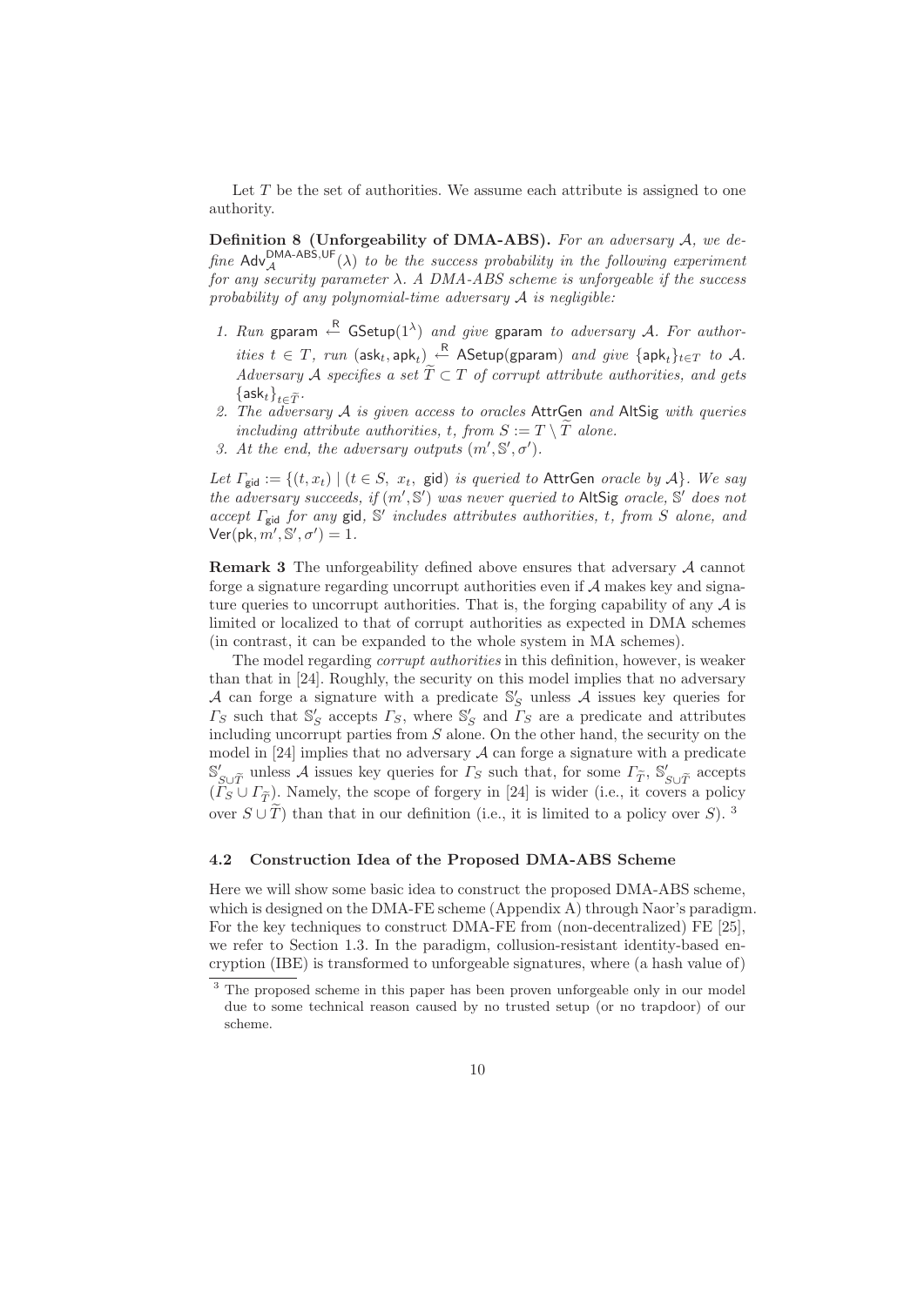Let $T$ be the set of authorities. We assume each attribute is assigned to one authority.

**Definition 8 (Unforgeability of DMA-ABS).** *For an adversary $\mathcal{A}$, we define $\mathsf{Adv}_{\mathcal{A}}^{\mathsf{DMA\text{-}ABS,UF}}(\lambda)$ to be the success probability in the following experiment for any security parameter $\lambda$. A DMA-ABS scheme is unforgeable if the success probability of any polynomial-time adversary $\mathcal{A}$ is negligible:*

1. *Run $\mathsf{gparam} \xleftarrow{\mathsf{R}} \mathsf{GSetup}(1^\lambda)$ and give $\mathsf{gparam}$ to adversary $\mathcal{A}$. For authorities $t \in T$, run $(\mathsf{ask}_t, \mathsf{apk}_t) \xleftarrow{\mathsf{R}} \mathsf{ASetup}(\mathsf{gparam})$ and give $\{\mathsf{apk}_t\}_{t\in T}$ to $\mathcal{A}$. Adversary $\mathcal{A}$ specifies a set $\widetilde{T} \subset T$ of corrupt attribute authorities, and gets $\{\mathsf{ask}_t\}_{t\in\widetilde{T}}$.*
2. *The adversary $\mathcal{A}$ is given access to oracles $\mathsf{AttrGen}$ and $\mathsf{AltSig}$ with queries including attribute authorities, $t$, from $S := T \setminus \widetilde{T}$ alone.*
3. *At the end, the adversary outputs $(m', \mathbb{S}', \sigma')$.*

*Let $\Gamma_{\mathsf{gid}} := \{(t, x_t) \mid (t \in S,\ x_t,\ \mathsf{gid})$ is queried to $\mathsf{AttrGen}$ oracle by $\mathcal{A}\}$. We say the adversary succeeds, if $(m', \mathbb{S}')$ was never queried to $\mathsf{AltSig}$ oracle, $\mathbb{S}'$ does not accept $\Gamma_{\mathsf{gid}}$ for any $\mathsf{gid}$, $\mathbb{S}'$ includes attributes authorities, $t$, from $S$ alone, and $\mathsf{Ver}(\mathsf{pk}, m', \mathbb{S}', \sigma') = 1$.*

**Remark 3** The unforgeability defined above ensures that adversary $\mathcal{A}$ cannot forge a signature regarding uncorrupt authorities even if $\mathcal{A}$ makes key and signature queries to uncorrupt authorities. That is, the forging capability of any $\mathcal{A}$ is limited or localized to that of corrupt authorities as expected in DMA schemes (in contrast, it can be expanded to the whole system in MA schemes).

The model regarding *corrupt authorities* in this definition, however, is weaker than that in [24]. Roughly, the security on this model implies that no adversary $\mathcal{A}$ can forge a signature with a predicate $\mathbb{S}'_S$ unless $\mathcal{A}$ issues key queries for $\Gamma_S$ such that $\mathbb{S}'_S$ accepts $\Gamma_S$, where $\mathbb{S}'_S$ and $\Gamma_S$ are a predicate and attributes including uncorrupt parties from $S$ alone. On the other hand, the security on the model in [24] implies that no adversary $\mathcal{A}$ can forge a signature with a predicate $\mathbb{S}'_{S\cup\widetilde{T}}$ unless $\mathcal{A}$ issues key queries for $\Gamma_S$ such that, for some $\Gamma_{\widetilde{T}}$, $\mathbb{S}'_{S\cup\widetilde{T}}$ accepts $(\Gamma_S \cup \Gamma_{\widetilde{T}})$. Namely, the scope of forgery in [24] is wider (i.e., it covers a policy over $S \cup \widetilde{T}$) than that in our definition (i.e., it is limited to a policy over $S$). [3]

### 4.2 Construction Idea of the Proposed DMA-ABS Scheme

Here we will show some basic idea to construct the proposed DMA-ABS scheme, which is designed on the DMA-FE scheme (Appendix A) through Naor's paradigm. For the key techniques to construct DMA-FE from (non-decentralized) FE [25], we refer to Section 1.3. In the paradigm, collusion-resistant identity-based encryption (IBE) is transformed to unforgeable signatures, where (a hash value of)

[3] The proposed scheme in this paper has been proven unforgeable only in our model due to some technical reason caused by no trusted setup (or no trapdoor) of our scheme.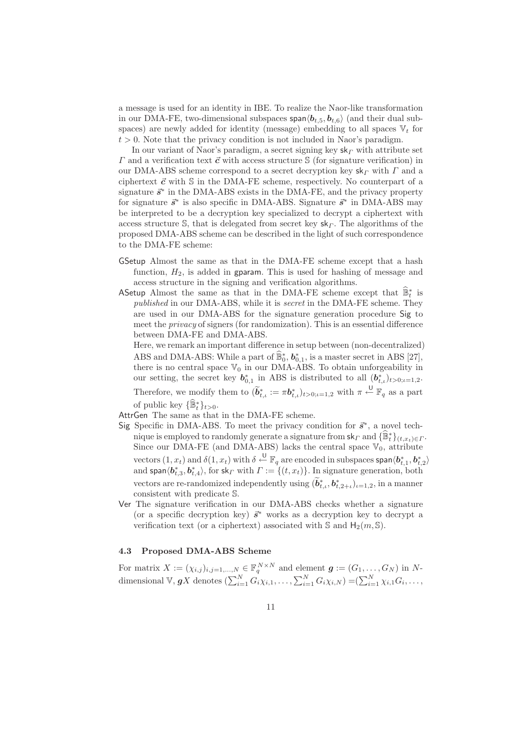a message is used for an identity in IBE. To realize the Naor-like transformation in our DMA-FE, two-dimensional subspaces $\mathsf{span}\langle \boldsymbol{b}_{t,5}, \boldsymbol{b}_{t,6}\rangle$ (and their dual subspaces) are newly added for identity (message) embedding to all spaces $\mathbb{V}_t$ for $t > 0$. Note that the privacy condition is not included in Naor's paradigm.

In our variant of Naor's paradigm, a secret signing key $\mathsf{sk}_\Gamma$ with attribute set $\Gamma$ and a verification text $\vec{\boldsymbol{c}}$ with access structure $\mathbb{S}$ (for signature verification) in our DMA-ABS scheme correspond to a secret decryption key $\mathsf{sk}_\Gamma$ with $\Gamma$ and a ciphertext $\vec{\boldsymbol{c}}$ with $\mathbb{S}$ in the DMA-FE scheme, respectively. No counterpart of a signature $\vec{\boldsymbol{s}}^*$ in the DMA-ABS exists in the DMA-FE, and the privacy property for signature $\vec{\boldsymbol{s}}^*$ is also specific in DMA-ABS. Signature $\vec{\boldsymbol{s}}^*$ in DMA-ABS may be interpreted to be a decryption key specialized to decrypt a ciphertext with access structure $\mathbb{S}$, that is delegated from secret key $\mathsf{sk}_\Gamma$. The algorithms of the proposed DMA-ABS scheme can be described in the light of such correspondence to the DMA-FE scheme:

- $\mathsf{GSetup}$ Almost the same as that in the DMA-FE scheme except that a hash function, $H_2$, is added in $\mathsf{gparam}$. This is used for hashing of message and access structure in the signing and verification algorithms.
- $\mathsf{ASetup}$ Almost the same as that in the DMA-FE scheme except that $\widehat{\mathbb{B}}^*_t$ is *published* in our DMA-ABS, while it is *secret* in the DMA-FE scheme. They are used in our DMA-ABS for the signature generation procedure $\mathsf{Sig}$ to meet the *privacy* of signers (for randomization). This is an essential difference between DMA-FE and DMA-ABS.
  Here, we remark an important difference in setup between (non-decentralized) ABS and DMA-ABS: While a part of $\widehat{\mathbb{B}}^*_0$, $\boldsymbol{b}^*_{0,1}$, is a master secret in ABS [27], there is no central space $\mathbb{V}_0$ in our DMA-ABS. To obtain unforgeability in our setting, the secret key $\boldsymbol{b}^*_{0,1}$ in ABS is distributed to all $(\boldsymbol{b}^*_{t,\iota})_{t>0;\iota=1,2}$. Therefore, we modify them to $(\widetilde{\boldsymbol{b}}^*_{t,\iota} := \pi \boldsymbol{b}^*_{t,\iota})_{t>0;\iota=1,2}$ with $\pi \xleftarrow{\mathsf{U}} \mathbb{F}_q$ as a part of public key $\{\widehat{\mathbb{B}}^*_t\}_{t>0}$.
- $\mathsf{AttrGen}$ The same as that in the DMA-FE scheme.
- $\mathsf{Sig}$ Specific in DMA-ABS. To meet the privacy condition for $\vec{\boldsymbol{s}}^*$, a novel technique is employed to randomly generate a signature from $\mathsf{sk}_\Gamma$ and $\{\widehat{\mathbb{B}}^*_t\}_{(t,x_t)\in\Gamma}$. Since our DMA-FE (and DMA-ABS) lacks the central space $\mathbb{V}_0$, attribute vectors $(1, x_t)$ and $\delta(1, x_t)$ with $\delta \xleftarrow{\mathsf{U}} \mathbb{F}_q$ are encoded in subspaces $\mathsf{span}\langle \boldsymbol{b}^*_{t,1}, \boldsymbol{b}^*_{t,2}\rangle$ and $\mathsf{span}\langle \boldsymbol{b}^*_{t,3}, \boldsymbol{b}^*_{t,4}\rangle$, for $\mathsf{sk}_\Gamma$ with $\Gamma := \{(t, x_t)\}$. In signature generation, both vectors are re-randomized independently using $(\widetilde{\boldsymbol{b}}^*_{t,\iota}, \boldsymbol{b}^*_{t,2+\iota})_{\iota=1,2}$, in a manner consistent with predicate $\mathbb{S}$.
- $\mathsf{Ver}$ The signature verification in our DMA-ABS checks whether a signature (or a specific decryption key) $\vec{\boldsymbol{s}}^*$ works as a decryption key to decrypt a verification text (or a ciphertext) associated with $\mathbb{S}$ and $\mathsf{H}_2(m, \mathbb{S})$.

### 4.3 Proposed DMA-ABS Scheme

For matrix $X := (\chi_{i,j})_{i,j=1,\dots,N} \in \mathbb{F}_q^{N\times N}$ and element $\boldsymbol{g} := (G_1, \dots, G_N)$ in $N$-dimensional $\mathbb{V}$, $\boldsymbol{g}X$ denotes $(\sum_{i=1}^N G_i\chi_{i,1}, \dots, \sum_{i=1}^N G_i\chi_{i,N}) = (\sum_{i=1}^N \chi_{i,1}G_i, \dots,$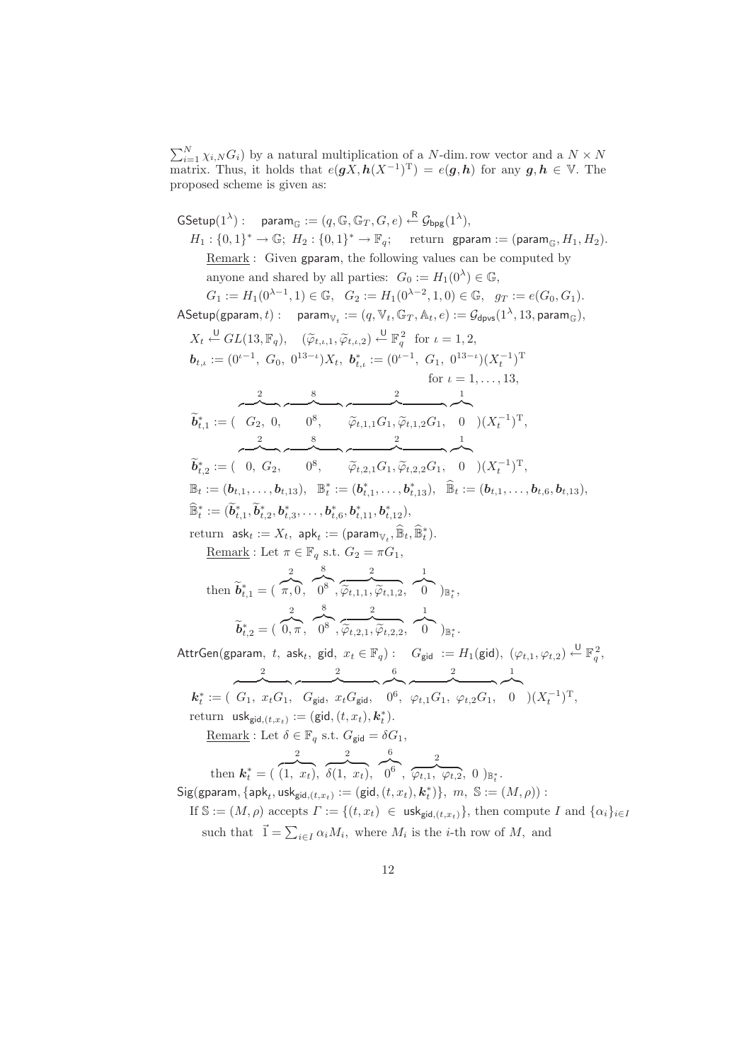$\sum_{i=1}^{N} \chi_{i,N} G_i)$ by a natural multiplication of a $N$-dim. row vector and a $N \times N$ matrix. Thus, it holds that $e(\boldsymbol{g}X, \boldsymbol{h}(X^{-1})^{\mathrm{T}}) = e(\boldsymbol{g}, \boldsymbol{h})$ for any $\boldsymbol{g}, \boldsymbol{h} \in \mathbb{V}$. The proposed scheme is given as:

$\mathsf{GSetup}(1^\lambda)$ : $\quad \mathsf{param}_{\mathbb{G}} := (q, \mathbb{G}, \mathbb{G}_T, G, e) \xleftarrow{\mathsf{R}} \mathcal{G}_{\mathsf{bpg}}(1^\lambda)$,

$H_1 : \{0,1\}^* \to \mathbb{G}$; $H_2 : \{0,1\}^* \to \mathbb{F}_q$; $\quad$ return $\mathsf{gparam} := (\mathsf{param}_{\mathbb{G}}, H_1, H_2)$.

Remark : Given gparam, the following values can be computed by anyone and shared by all parties: $G_0 := H_1(0^\lambda) \in \mathbb{G}$, $G_1 := H_1(0^{\lambda-1}, 1) \in \mathbb{G}$, $\; G_2 := H_1(0^{\lambda-2}, 1, 0) \in \mathbb{G}$, $\; g_T := e(G_0, G_1)$.

$\mathsf{ASetup}(\mathsf{gparam}, t)$ : $\quad \mathsf{param}_{\mathbb{V}_t} := (q, \mathbb{V}_t, \mathbb{G}_T, \mathbb{A}_t, e) := \mathcal{G}_{\mathsf{dpvs}}(1^\lambda, 13, \mathsf{param}_{\mathbb{G}})$,

$X_t \xleftarrow{\mathsf{U}} GL(13, \mathbb{F}_q)$, $\quad (\widetilde{\varphi}_{t,\iota,1}, \widetilde{\varphi}_{t,\iota,2}) \xleftarrow{\mathsf{U}} \mathbb{F}_q^2$ for $\iota = 1, 2$,

$\boldsymbol{b}_{t,\iota} := (0^{\iota-1}, \; G_0, \; 0^{13-\iota})X_t$, $\; \boldsymbol{b}^*_{t,\iota} := (0^{\iota-1}, \; G_1, \; 0^{13-\iota})(X_t^{-1})^{\mathrm{T}}$ for $\iota = 1, \ldots, 13$,

$$\widetilde{\boldsymbol{b}}^*_{t,1} := ( \overbrace{G_2, \; 0,}^{2} \; \overbrace{0^8,}^{8} \; \overbrace{\widetilde{\varphi}_{t,1,1}G_1, \widetilde{\varphi}_{t,1,2}G_1,}^{2} \; \overbrace{0}^{1} \;)(X_t^{-1})^{\mathrm{T}},$$

$$\widetilde{\boldsymbol{b}}^*_{t,2} := ( \overbrace{0, \; G_2,}^{2} \; \overbrace{0^8,}^{8} \; \overbrace{\widetilde{\varphi}_{t,2,1}G_1, \widetilde{\varphi}_{t,2,2}G_1,}^{2} \; \overbrace{0}^{1} \;)(X_t^{-1})^{\mathrm{T}},$$

$\mathbb{B}_t := (\boldsymbol{b}_{t,1}, \ldots, \boldsymbol{b}_{t,13})$, $\; \mathbb{B}^*_t := (\boldsymbol{b}^*_{t,1}, \ldots, \boldsymbol{b}^*_{t,13})$, $\; \widehat{\mathbb{B}}_t := (\boldsymbol{b}_{t,1}, \ldots, \boldsymbol{b}_{t,6}, \boldsymbol{b}_{t,13})$,

$\widehat{\mathbb{B}}^*_t := (\widetilde{\boldsymbol{b}}^*_{t,1}, \widetilde{\boldsymbol{b}}^*_{t,2}, \boldsymbol{b}^*_{t,3}, \ldots, \boldsymbol{b}^*_{t,6}, \boldsymbol{b}^*_{t,11}, \boldsymbol{b}^*_{t,12})$,

return $\mathsf{ask}_t := X_t$, $\mathsf{apk}_t := (\mathsf{param}_{\mathbb{V}_t}, \widehat{\mathbb{B}}_t, \widehat{\mathbb{B}}^*_t)$.

Remark : Let $\pi \in \mathbb{F}_q$ s.t. $G_2 = \pi G_1$,

$$\text{then } \widetilde{\boldsymbol{b}}^*_{t,1} = ( \overbrace{\pi, 0,}^{2} \; \overbrace{0^8}^{8}, \overbrace{\widetilde{\varphi}_{t,1,1}, \widetilde{\varphi}_{t,1,2},}^{2} \; \overbrace{0}^{1} \;)_{\mathbb{B}^*_t},$$

$$\widetilde{\boldsymbol{b}}^*_{t,2} = ( \overbrace{0, \pi,}^{2} \; \overbrace{0^8}^{8}, \overbrace{\widetilde{\varphi}_{t,2,1}, \widetilde{\varphi}_{t,2,2},}^{2} \; \overbrace{0}^{1} \;)_{\mathbb{B}^*_t}.$$

$\mathsf{AttrGen}(\mathsf{gparam}, \; t, \; \mathsf{ask}_t, \; \mathsf{gid}, \; x_t \in \mathbb{F}_q)$ : $\quad G_{\mathsf{gid}} := H_1(\mathsf{gid})$, $\; (\varphi_{t,1}, \varphi_{t,2}) \xleftarrow{\mathsf{U}} \mathbb{F}_q^2$,

$$\boldsymbol{k}^*_t := ( \overbrace{G_1, \; x_t G_1,}^{2} \; \overbrace{G_{\mathsf{gid}}, \; x_t G_{\mathsf{gid}},}^{2} \; \overbrace{0^6,}^{6} \; \overbrace{\varphi_{t,1}G_1, \; \varphi_{t,2}G_1,}^{2} \; \overbrace{0}^{1} \;)(X_t^{-1})^{\mathrm{T}},$$

return $\mathsf{usk}_{\mathsf{gid},(t,x_t)} := (\mathsf{gid}, (t, x_t), \boldsymbol{k}^*_t)$.

Remark : Let $\delta \in \mathbb{F}_q$ s.t. $G_{\mathsf{gid}} = \delta G_1$,

$$\text{then } \boldsymbol{k}^*_t = ( \overbrace{1, \; x_t),}^{2} \; \overbrace{\delta(1, \; x_t),}^{2} \; \overbrace{0^6}^{6}, \; \overbrace{\varphi_{t,1}, \; \varphi_{t,2},}^{2} \; 0 \;)_{\mathbb{B}^*_t}.$$

$\mathsf{Sig}(\mathsf{gparam}, \{\mathsf{apk}_t, \mathsf{usk}_{\mathsf{gid},(t,x_t)} := (\mathsf{gid}, (t, x_t), \boldsymbol{k}^*_t)\}, \; m, \; \mathbb{S} := (M, \rho))$ :

If $\mathbb{S} := (M, \rho)$ accepts $\Gamma := \{(t, x_t) \; \in \; \mathsf{usk}_{\mathsf{gid},(t,x_t)}\}$, then compute $I$ and $\{\alpha_i\}_{i \in I}$ such that $\vec{1} = \sum_{i \in I} \alpha_i M_i$, where $M_i$ is the $i$-th row of $M$, and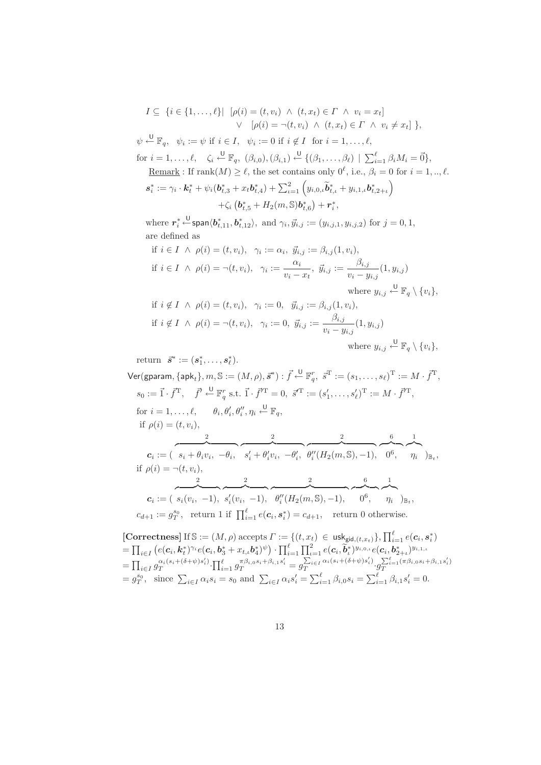$$I \subseteq \{i \in \{1,\ldots,\ell\} | \ [\rho(i) = (t, v_i) \ \wedge \ (t, x_t) \in \Gamma \ \wedge \ v_i = x_t] \\ \vee \ \ [\rho(i) = \neg(t, v_i) \ \wedge \ (t, x_t) \in \Gamma \ \wedge \ v_i \neq x_t] \ \},$$

$\psi \xleftarrow{\mathsf{U}} \mathbb{F}_q$, $\psi_i := \psi$ if $i \in I$, $\psi_i := 0$ if $i \notin I$ for $i = 1,\ldots,\ell$,

for $i = 1,\ldots,\ell$, $\zeta_i \xleftarrow{\mathsf{U}} \mathbb{F}_q$, $(\beta_{i,0}),(\beta_{i,1}) \xleftarrow{\mathsf{U}} \{(\beta_1,\ldots,\beta_\ell) \mid \sum_{i=1}^{\ell} \beta_i M_i = \vec{0}\}$,

Remark : If $\mathrm{rank}(M) \geq \ell$, the set contains only $0^\ell$, i.e., $\beta_i = 0$ for $i = 1,..,\ell$.

$$\boldsymbol{s}_i^* := \gamma_i \cdot \boldsymbol{k}_t^* + \psi_i(\boldsymbol{b}_{t,3}^* + x_t \boldsymbol{b}_{t,4}^*) + \sum_{\iota=1}^{2}\left(y_{i,0,\iota}\widetilde{\boldsymbol{b}}_{t,\iota}^* + y_{i,1,\iota}\boldsymbol{b}_{t,2+\iota}^*\right) \\ +\zeta_i\left(\boldsymbol{b}_{t,5}^* + H_2(m,\mathbb{S})\boldsymbol{b}_{t,6}^*\right) + \boldsymbol{r}_i^*,$$

where $\boldsymbol{r}_i^* \xleftarrow{\mathsf{U}} \mathsf{span}\langle \boldsymbol{b}_{t,11}^*, \boldsymbol{b}_{t,12}^*\rangle$, and $\gamma_i, \vec{y}_{i,j} := (y_{i,j,1}, y_{i,j,2})$ for $j = 0, 1$, are defined as

if $i \in I \ \wedge \ \rho(i) = (t, v_i)$, $\gamma_i := \alpha_i$, $\vec{y}_{i,j} := \beta_{i,j}(1, v_i)$,

if $i \in I \ \wedge \ \rho(i) = \neg(t, v_i)$, $\gamma_i := \dfrac{\alpha_i}{v_i - x_t}$, $\vec{y}_{i,j} := \dfrac{\beta_{i,j}}{v_i - y_{i,j}}(1, y_{i,j})$ where $y_{i,j} \xleftarrow{\mathsf{U}} \mathbb{F}_q \setminus \{v_i\}$,

if $i \notin I \ \wedge \ \rho(i) = (t, v_i)$, $\gamma_i := 0$, $\vec{y}_{i,j} := \beta_{i,j}(1, v_i)$,

if $i \notin I \ \wedge \ \rho(i) = \neg(t, v_i)$, $\gamma_i := 0$, $\vec{y}_{i,j} := \dfrac{\beta_{i,j}}{v_i - y_{i,j}}(1, y_{i,j})$ where $y_{i,j} \xleftarrow{\mathsf{U}} \mathbb{F}_q \setminus \{v_i\}$,

return $\vec{\boldsymbol{s}}^* := (\boldsymbol{s}_1^*, \ldots, \boldsymbol{s}_\ell^*)$.

$\mathsf{Ver}(\mathsf{gparam}, \{\mathsf{apk}_t\}, m, \mathbb{S} := (M, \rho), \vec{\boldsymbol{s}}^*) : \vec{f} \xleftarrow{\mathsf{U}} \mathbb{F}_q^r$, $\vec{s}^{\mathrm{T}} := (s_1, \ldots, s_\ell)^{\mathrm{T}} := M \cdot \vec{f}^{\mathrm{T}}$,

$s_0 := \vec{1} \cdot \vec{f}^{\mathrm{T}}$, $\vec{f}' \xleftarrow{\mathsf{U}} \mathbb{F}_q^r$ s.t. $\vec{1} \cdot \vec{f}'^{\mathrm{T}} = 0$, $\vec{s}'^{\mathrm{T}} := (s_1', \ldots, s_\ell')^{\mathrm{T}} := M \cdot \vec{f}'^{\mathrm{T}}$,

for $i = 1,\ldots,\ell$, $\theta_i, \theta_i', \theta_i'', \eta_i \xleftarrow{\mathsf{U}} \mathbb{F}_q$,

if $\rho(i) = (t, v_i)$,

$$\boldsymbol{c}_i := (\ \overbrace{s_i + \theta_i v_i, \ -\theta_i,}^{2} \ \overbrace{s_i' + \theta_i' v_i, \ -\theta_i',}^{2} \ \overbrace{\theta_i''(H_2(m,\mathbb{S}), -1),}^{2} \ \overbrace{0^6,}^{6} \ \overbrace{\eta_i}^{1} \ )_{\mathbb{B}_t},$$

if $\rho(i) = \neg(t, v_i)$,

$$\boldsymbol{c}_i := (\ \overbrace{s_i(v_i, \ -1),}^{2} \ \overbrace{s_i'(v_i, \ -1),}^{2} \ \overbrace{\theta_i''(H_2(m,\mathbb{S}), -1),}^{2} \ \overbrace{0^6,}^{6} \ \overbrace{\eta_i}^{1} \ )_{\mathbb{B}_t},$$

$c_{d+1} := g_T^{s_0}$, return 1 if $\prod_{i=1}^{\ell} e(\boldsymbol{c}_i, \boldsymbol{s}_i^*) = c_{d+1}$, return 0 otherwise.

**[Correctness]** If $\mathbb{S} := (M, \rho)$ accepts $\Gamma := \{(t, x_t) \in \mathsf{usk}_{\mathsf{gid},(t,x_t)}\}$, $\prod_{i=1}^{\ell} e(\boldsymbol{c}_i, \boldsymbol{s}_i^*)$
$= \prod_{i\in I}\left(e(\boldsymbol{c}_i, \boldsymbol{k}_t^*)^{\gamma_i} e(\boldsymbol{c}_i, \boldsymbol{b}_3^* + x_{t,\iota}\boldsymbol{b}_4^*)^{\psi}\right) \cdot \prod_{i=1}^{\ell}\prod_{\iota=1}^{2} e(\boldsymbol{c}_i, \widetilde{\boldsymbol{b}}_\iota^*)^{y_{i,0,\iota}} e(\boldsymbol{c}_i, \boldsymbol{b}_{2+\iota}^*)^{y_{i,1,\iota}}$
$= \prod_{i\in I} g_T^{\alpha_i(s_i + (\delta+\psi)s_i')} \cdot \prod_{i=1}^{\ell} g_T^{\pi\beta_{i,0}s_i + \beta_{i,1}s_i'} = g_T^{\sum_{i\in I}\alpha_i(s_i+(\delta+\psi)s_i')} \cdot g_T^{\sum_{i=1}^{\ell}(\pi\beta_{i,0}s_i + \beta_{i,1}s_i')}$
$= g_T^{s_0}$, since $\sum_{i\in I}\alpha_i s_i = s_0$ and $\sum_{i\in I}\alpha_i s_i' = \sum_{i=1}^{\ell}\beta_{i,0}s_i = \sum_{i=1}^{\ell}\beta_{i,1}s_i' = 0$.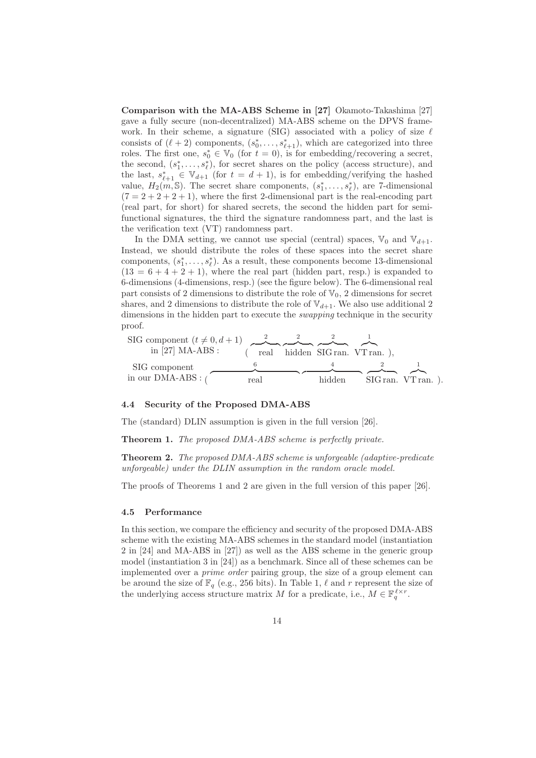**Comparison with the MA-ABS Scheme in [27]** Okamoto-Takashima [27] gave a fully secure (non-decentralized) MA-ABS scheme on the DPVS framework. In their scheme, a signature (SIG) associated with a policy of size $\ell$ consists of $(\ell+2)$ components, $(s_0^*, \ldots, s_{\ell+1}^*)$, which are categorized into three roles. The first one, $s_0^* \in \mathbb{V}_0$ (for $t=0$), is for embedding/recovering a secret, the second, $(s_1^*, \ldots, s_\ell^*)$, for secret shares on the policy (access structure), and the last, $s_{\ell+1}^* \in \mathbb{V}_{d+1}$ (for $t = d+1$), is for embedding/verifying the hashed value, $H_2(m, \mathbb{S})$. The secret share components, $(s_1^*, \ldots, s_\ell^*)$, are 7-dimensional $(7 = 2+2+2+1)$, where the first 2-dimensional part is the real-encoding part (real part, for short) for shared secrets, the second the hidden part for semi-functional signatures, the third the signature randomness part, and the last is the verification text (VT) randomness part.

In the DMA setting, we cannot use special (central) spaces, $\mathbb{V}_0$ and $\mathbb{V}_{d+1}$. Instead, we should distribute the roles of these spaces into the secret share components, $(s_1^*, \ldots, s_\ell^*)$. As a result, these components become 13-dimensional $(13 = 6+4+2+1)$, where the real part (hidden part, resp.) is expanded to 6-dimensions (4-dimensions, resp.) (see the figure below). The 6-dimensional real part consists of 2 dimensions to distribute the role of $\mathbb{V}_0$, 2 dimensions for secret shares, and 2 dimensions to distribute the role of $\mathbb{V}_{d+1}$. We also use additional 2 dimensions in the hidden part to execute the *swapping* technique in the security proof.

$$\text{SIG component } (t \neq 0, d+1) \text{ in [27] MA-ABS}: \quad (\overbrace{\text{real}}^{2}\ \overbrace{\text{hidden}}^{2}\ \overbrace{\text{SIG ran.}}^{2}\ \overbrace{\text{VT ran.}}^{1}),$$

$$\text{SIG component in our DMA-ABS}: \quad (\overbrace{\qquad\text{real}\qquad}^{6}\ \overbrace{\quad\text{hidden}\quad}^{4}\ \overbrace{\text{SIG ran.}}^{2}\ \overbrace{\text{VT ran.}}^{1}).$$

### 4.4 Security of the Proposed DMA-ABS

The (standard) DLIN assumption is given in the full version [26].

**Theorem 1.** *The proposed DMA-ABS scheme is perfectly private.*

**Theorem 2.** *The proposed DMA-ABS scheme is unforgeable (adaptive-predicate unforgeable) under the DLIN assumption in the random oracle model.*

The proofs of Theorems 1 and 2 are given in the full version of this paper [26].

### 4.5 Performance

In this section, we compare the efficiency and security of the proposed DMA-ABS scheme with the existing MA-ABS schemes in the standard model (instantiation 2 in [24] and MA-ABS in [27]) as well as the ABS scheme in the generic group model (instantiation 3 in [24]) as a benchmark. Since all of these schemes can be implemented over a *prime order* pairing group, the size of a group element can be around the size of $\mathbb{F}_q$ (e.g., 256 bits). In Table 1, $\ell$ and $r$ represent the size of the underlying access structure matrix $M$ for a predicate, i.e., $M \in \mathbb{F}_q^{\ell \times r}$.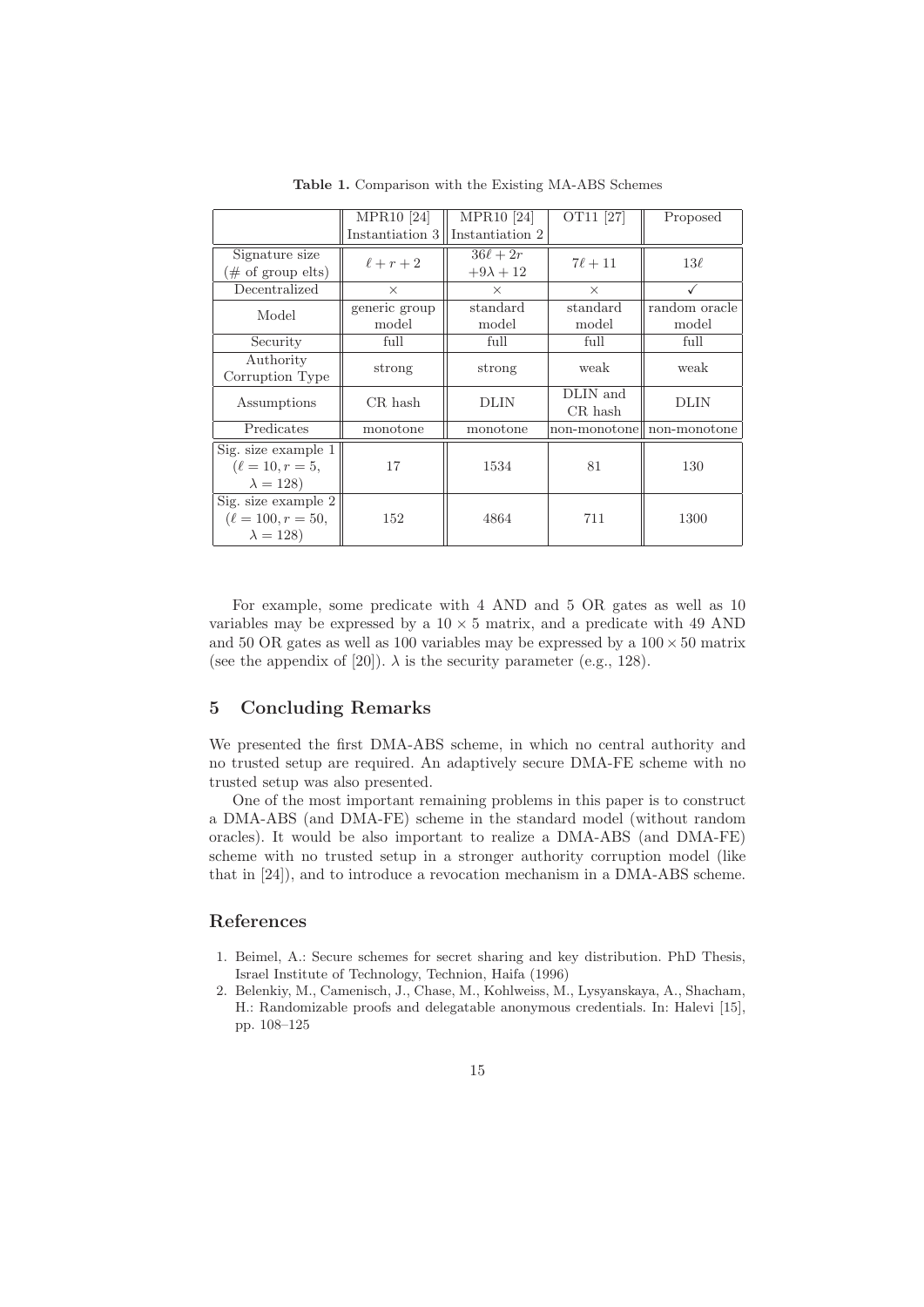**Table 1.** Comparison with the Existing MA-ABS Schemes

| | MPR10 [24] Instantiation 3 | MPR10 [24] Instantiation 2 | OT11 [27] | Proposed |
|---|---|---|---|---|
| Signature size (# of group elts) | $\ell + r + 2$ | $36\ell + 2r + 9\lambda + 12$ | $7\ell + 11$ | $13\ell$ |
| Decentralized | × | × | × | ✓ |
| Model | generic group model | standard model | standard model | random oracle model |
| Security | full | full | full | full |
| Authority Corruption Type | strong | strong | weak | weak |
| Assumptions | CR hash | DLIN | DLIN and CR hash | DLIN |
| Predicates | monotone | monotone | non-monotone | non-monotone |
| Sig. size example 1 ($\ell = 10, r = 5, \lambda = 128$) | 17 | 1534 | 81 | 130 |
| Sig. size example 2 ($\ell = 100, r = 50, \lambda = 128$) | 152 | 4864 | 711 | 1300 |

For example, some predicate with 4 AND and 5 OR gates as well as 10 variables may be expressed by a $10 \times 5$ matrix, and a predicate with 49 AND and 50 OR gates as well as 100 variables may be expressed by a $100 \times 50$ matrix (see the appendix of [20]). $\lambda$ is the security parameter (e.g., 128).

## 5 Concluding Remarks

We presented the first DMA-ABS scheme, in which no central authority and no trusted setup are required. An adaptively secure DMA-FE scheme with no trusted setup was also presented.

One of the most important remaining problems in this paper is to construct a DMA-ABS (and DMA-FE) scheme in the standard model (without random oracles). It would be also important to realize a DMA-ABS (and DMA-FE) scheme with no trusted setup in a stronger authority corruption model (like that in [24]), and to introduce a revocation mechanism in a DMA-ABS scheme.

## References

1. Beimel, A.: Secure schemes for secret sharing and key distribution. PhD Thesis, Israel Institute of Technology, Technion, Haifa (1996)
2. Belenkiy, M., Camenisch, J., Chase, M., Kohlweiss, M., Lysyanskaya, A., Shacham, H.: Randomizable proofs and delegatable anonymous credentials. In: Halevi [15], pp. 108–125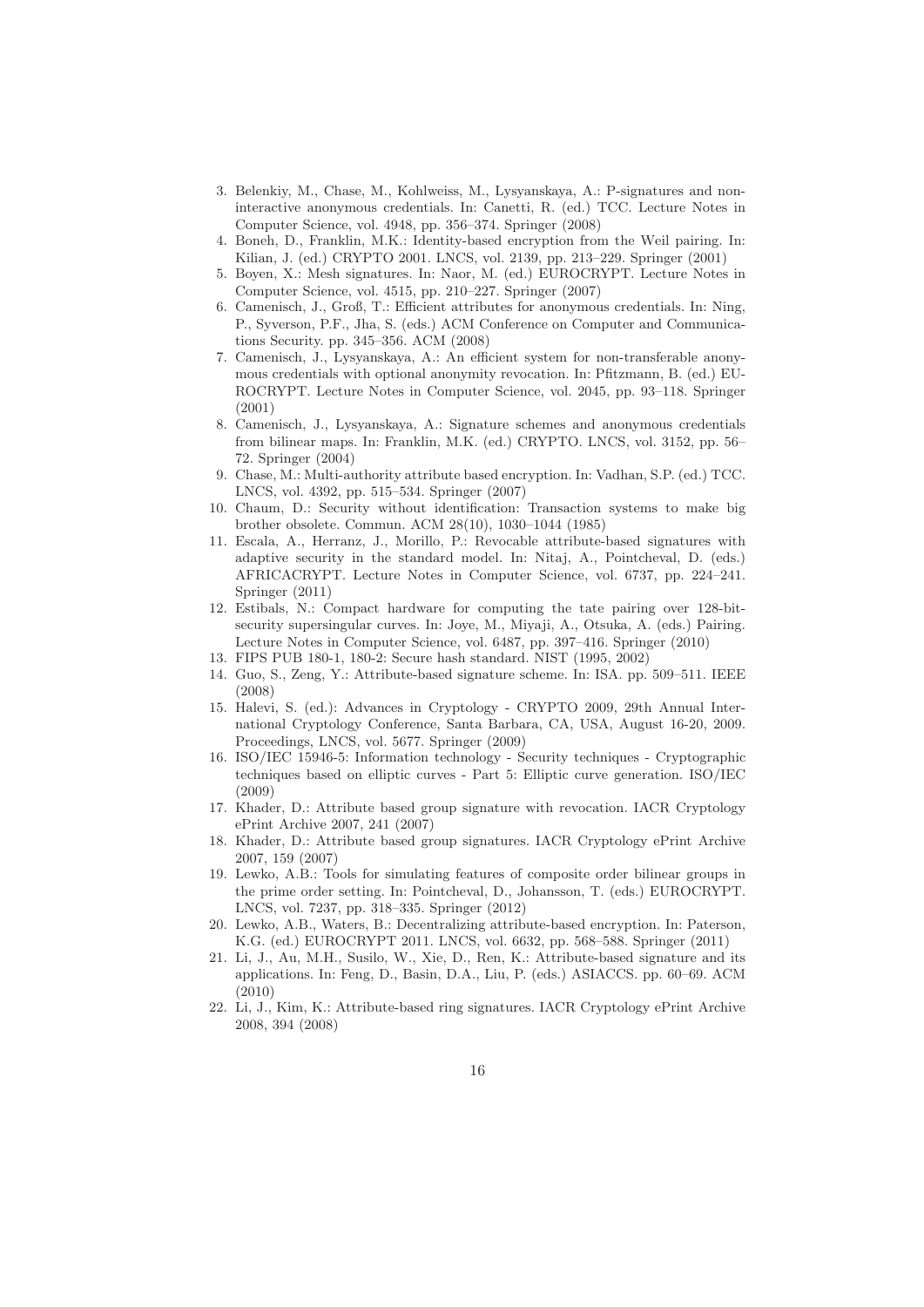3. Belenkiy, M., Chase, M., Kohlweiss, M., Lysyanskaya, A.: P-signatures and non-interactive anonymous credentials. In: Canetti, R. (ed.) TCC. Lecture Notes in Computer Science, vol. 4948, pp. 356–374. Springer (2008)
4. Boneh, D., Franklin, M.K.: Identity-based encryption from the Weil pairing. In: Kilian, J. (ed.) CRYPTO 2001. LNCS, vol. 2139, pp. 213–229. Springer (2001)
5. Boyen, X.: Mesh signatures. In: Naor, M. (ed.) EUROCRYPT. Lecture Notes in Computer Science, vol. 4515, pp. 210–227. Springer (2007)
6. Camenisch, J., Groß, T.: Efficient attributes for anonymous credentials. In: Ning, P., Syverson, P.F., Jha, S. (eds.) ACM Conference on Computer and Communications Security. pp. 345–356. ACM (2008)
7. Camenisch, J., Lysyanskaya, A.: An efficient system for non-transferable anonymous credentials with optional anonymity revocation. In: Pfitzmann, B. (ed.) EUROCRYPT. Lecture Notes in Computer Science, vol. 2045, pp. 93–118. Springer (2001)
8. Camenisch, J., Lysyanskaya, A.: Signature schemes and anonymous credentials from bilinear maps. In: Franklin, M.K. (ed.) CRYPTO. LNCS, vol. 3152, pp. 56–72. Springer (2004)
9. Chase, M.: Multi-authority attribute based encryption. In: Vadhan, S.P. (ed.) TCC. LNCS, vol. 4392, pp. 515–534. Springer (2007)
10. Chaum, D.: Security without identification: Transaction systems to make big brother obsolete. Commun. ACM 28(10), 1030–1044 (1985)
11. Escala, A., Herranz, J., Morillo, P.: Revocable attribute-based signatures with adaptive security in the standard model. In: Nitaj, A., Pointcheval, D. (eds.) AFRICACRYPT. Lecture Notes in Computer Science, vol. 6737, pp. 224–241. Springer (2011)
12. Estibals, N.: Compact hardware for computing the tate pairing over 128-bit-security supersingular curves. In: Joye, M., Miyaji, A., Otsuka, A. (eds.) Pairing. Lecture Notes in Computer Science, vol. 6487, pp. 397–416. Springer (2010)
13. FIPS PUB 180-1, 180-2: Secure hash standard. NIST (1995, 2002)
14. Guo, S., Zeng, Y.: Attribute-based signature scheme. In: ISA. pp. 509–511. IEEE (2008)
15. Halevi, S. (ed.): Advances in Cryptology - CRYPTO 2009, 29th Annual International Cryptology Conference, Santa Barbara, CA, USA, August 16-20, 2009. Proceedings, LNCS, vol. 5677. Springer (2009)
16. ISO/IEC 15946-5: Information technology - Security techniques - Cryptographic techniques based on elliptic curves - Part 5: Elliptic curve generation. ISO/IEC (2009)
17. Khader, D.: Attribute based group signature with revocation. IACR Cryptology ePrint Archive 2007, 241 (2007)
18. Khader, D.: Attribute based group signatures. IACR Cryptology ePrint Archive 2007, 159 (2007)
19. Lewko, A.B.: Tools for simulating features of composite order bilinear groups in the prime order setting. In: Pointcheval, D., Johansson, T. (eds.) EUROCRYPT. LNCS, vol. 7237, pp. 318–335. Springer (2012)
20. Lewko, A.B., Waters, B.: Decentralizing attribute-based encryption. In: Paterson, K.G. (ed.) EUROCRYPT 2011. LNCS, vol. 6632, pp. 568–588. Springer (2011)
21. Li, J., Au, M.H., Susilo, W., Xie, D., Ren, K.: Attribute-based signature and its applications. In: Feng, D., Basin, D.A., Liu, P. (eds.) ASIACCS. pp. 60–69. ACM (2010)
22. Li, J., Kim, K.: Attribute-based ring signatures. IACR Cryptology ePrint Archive 2008, 394 (2008)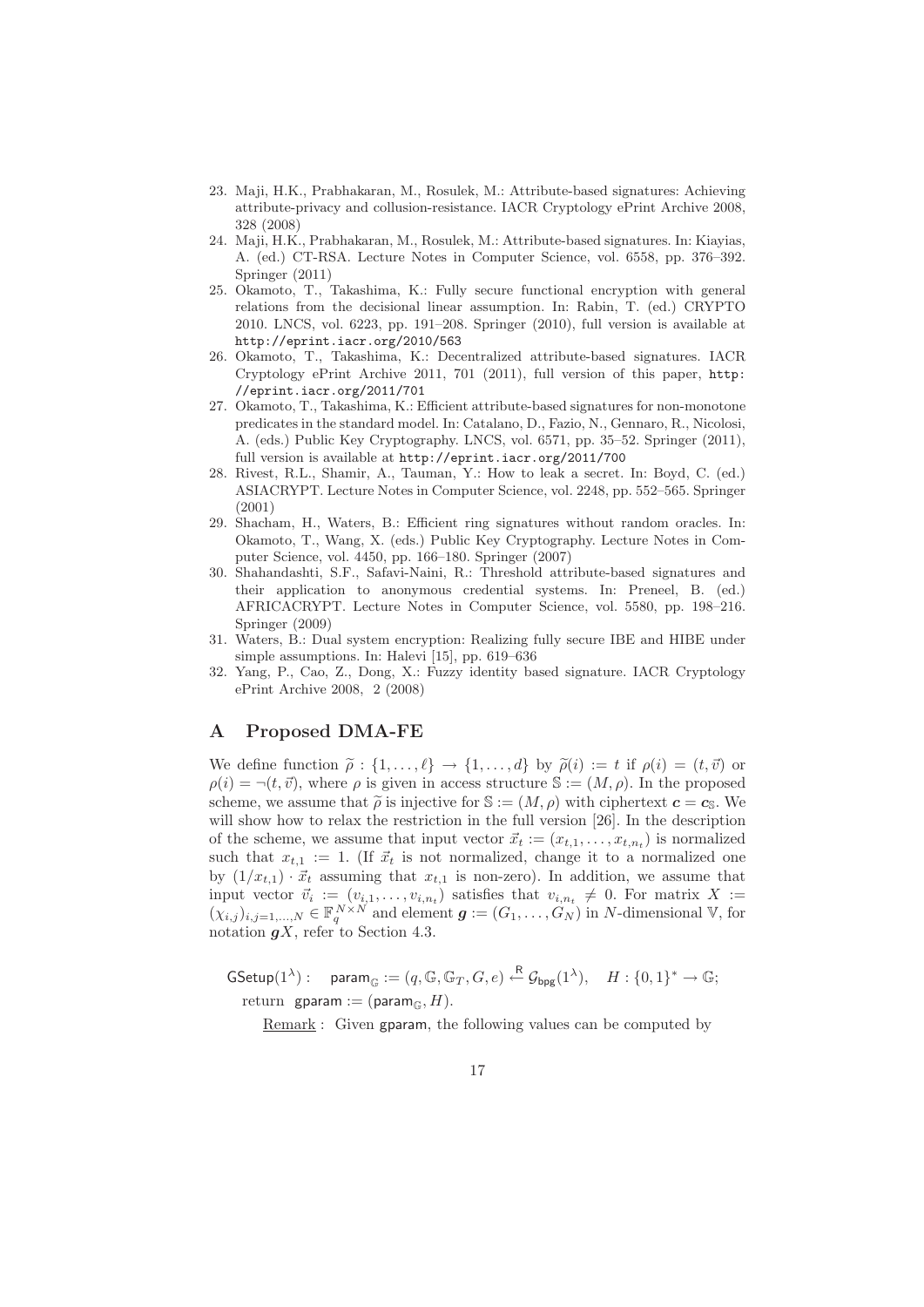23. Maji, H.K., Prabhakaran, M., Rosulek, M.: Attribute-based signatures: Achieving attribute-privacy and collusion-resistance. IACR Cryptology ePrint Archive 2008, 328 (2008)
24. Maji, H.K., Prabhakaran, M., Rosulek, M.: Attribute-based signatures. In: Kiayias, A. (ed.) CT-RSA. Lecture Notes in Computer Science, vol. 6558, pp. 376–392. Springer (2011)
25. Okamoto, T., Takashima, K.: Fully secure functional encryption with general relations from the decisional linear assumption. In: Rabin, T. (ed.) CRYPTO 2010. LNCS, vol. 6223, pp. 191–208. Springer (2010), full version is available at http://eprint.iacr.org/2010/563
26. Okamoto, T., Takashima, K.: Decentralized attribute-based signatures. IACR Cryptology ePrint Archive 2011, 701 (2011), full version of this paper, http://eprint.iacr.org/2011/701
27. Okamoto, T., Takashima, K.: Efficient attribute-based signatures for non-monotone predicates in the standard model. In: Catalano, D., Fazio, N., Gennaro, R., Nicolosi, A. (eds.) Public Key Cryptography. LNCS, vol. 6571, pp. 35–52. Springer (2011), full version is available at http://eprint.iacr.org/2011/700
28. Rivest, R.L., Shamir, A., Tauman, Y.: How to leak a secret. In: Boyd, C. (ed.) ASIACRYPT. Lecture Notes in Computer Science, vol. 2248, pp. 552–565. Springer (2001)
29. Shacham, H., Waters, B.: Efficient ring signatures without random oracles. In: Okamoto, T., Wang, X. (eds.) Public Key Cryptography. Lecture Notes in Computer Science, vol. 4450, pp. 166–180. Springer (2007)
30. Shahandashti, S.F., Safavi-Naini, R.: Threshold attribute-based signatures and their application to anonymous credential systems. In: Preneel, B. (ed.) AFRICACRYPT. Lecture Notes in Computer Science, vol. 5580, pp. 198–216. Springer (2009)
31. Waters, B.: Dual system encryption: Realizing fully secure IBE and HIBE under simple assumptions. In: Halevi [15], pp. 619–636
32. Yang, P., Cao, Z., Dong, X.: Fuzzy identity based signature. IACR Cryptology ePrint Archive 2008, 2 (2008)

# A Proposed DMA-FE

We define function $\widetilde{\rho} : \{1, \ldots, \ell\} \to \{1, \ldots, d\}$ by $\widetilde{\rho}(i) := t$ if $\rho(i) = (t, \vec{v})$ or $\rho(i) = \neg(t, \vec{v})$, where $\rho$ is given in access structure $\mathbb{S} := (M, \rho)$. In the proposed scheme, we assume that $\widetilde{\rho}$ is injective for $\mathbb{S} := (M, \rho)$ with ciphertext $\boldsymbol{c} = \boldsymbol{c}_{\mathbb{S}}$. We will show how to relax the restriction in the full version [26]. In the description of the scheme, we assume that input vector $\vec{x}_t := (x_{t,1}, \ldots, x_{t,n_t})$ is normalized such that $x_{t,1} := 1$. (If $\vec{x}_t$ is not normalized, change it to a normalized one by $(1/x_{t,1}) \cdot \vec{x}_t$ assuming that $x_{t,1}$ is non-zero). In addition, we assume that input vector $\vec{v}_i := (v_{i,1}, \ldots, v_{i,n_t})$ satisfies that $v_{i,n_t} \neq 0$. For matrix $X := (\chi_{i,j})_{i,j=1,\ldots,N} \in \mathbb{F}_q^{N \times N}$ and element $\boldsymbol{g} := (G_1, \ldots, G_N)$ in $N$-dimensional $\mathbb{V}$, for notation $\boldsymbol{g}X$, refer to Section 4.3.

$$\mathsf{GSetup}(1^\lambda) : \quad \mathsf{param}_{\mathbb{G}} := (q, \mathbb{G}, \mathbb{G}_T, G, e) \xleftarrow{\mathsf{R}} \mathcal{G}_{\mathsf{bpg}}(1^\lambda), \quad H : \{0,1\}^* \to \mathbb{G};$$

return $\mathsf{gparam} := (\mathsf{param}_{\mathbb{G}}, H)$.

Remark : Given $\mathsf{gparam}$, the following values can be computed by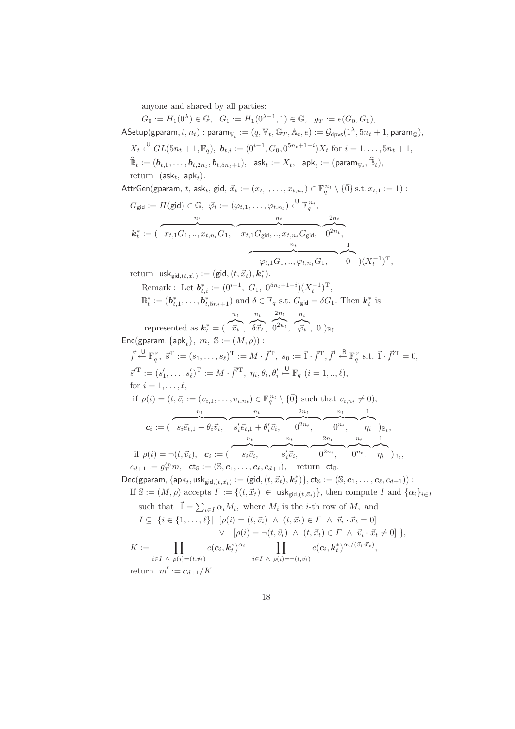anyone and shared by all parties:

$$G_0 := H_1(0^\lambda) \in \mathbb{G}, \quad G_1 := H_1(0^{\lambda-1}, 1) \in \mathbb{G}, \quad g_T := e(G_0, G_1),$$

$\mathsf{ASetup}(\mathsf{gparam}, t, n_t)$ : $\mathsf{param}_{\mathbb{V}_t} := (q, \mathbb{V}_t, \mathbb{G}_T, \mathbb{A}_t, e) := \mathcal{G}_{\mathsf{dpvs}}(1^\lambda, 5n_t + 1, \mathsf{param}_{\mathbb{G}})$,

$$X_t \xleftarrow{\mathsf{U}} GL(5n_t + 1, \mathbb{F}_q), \; \boldsymbol{b}_{t,i} := (0^{i-1}, G_0, 0^{5n_t+1-i})X_t \text{ for } i = 1, \ldots, 5n_t + 1,$$

$$\widehat{\mathbb{B}}_t := (\boldsymbol{b}_{t,1}, \ldots, \boldsymbol{b}_{t,2n_t}, \boldsymbol{b}_{t,5n_t+1}), \quad \mathsf{ask}_t := X_t, \quad \mathsf{apk}_t := (\mathsf{param}_{\mathbb{V}_t}, \widehat{\mathbb{B}}_t),$$

return $(\mathsf{ask}_t, \mathsf{apk}_t)$.

$\mathsf{AttrGen}(\mathsf{gparam}, t, \mathsf{ask}_t, \mathsf{gid}, \vec{x}_t := (x_{t,1}, \ldots, x_{t,n_t}) \in \mathbb{F}_q^{n_t} \setminus \{\vec{0}\} \text{ s.t. } x_{t,1} := 1)$ :

$$G_{\mathsf{gid}} := H(\mathsf{gid}) \in \mathbb{G}, \; \vec{\varphi}_t := (\varphi_{t,1}, \ldots, \varphi_{t,n_t}) \xleftarrow{\mathsf{U}} \mathbb{F}_q^{n_t},$$

$$\boldsymbol{k}_t^* := (\overbrace{x_{t,1}G_1, .., x_{t,n_t}G_1,}^{n_t} \; \overbrace{x_{t,1}G_{\mathsf{gid}}, .., x_{t,n_t}G_{\mathsf{gid}},}^{n_t} \; \overbrace{0^{2n_t},}^{2n_t} \; \overbrace{\varphi_{t,1}G_1, .., \varphi_{t,n_t}G_1,}^{n_t} \; \overbrace{0}^{1} \;)(X_t^{-1})^{\mathrm{T}},$$

return $\mathsf{usk}_{\mathsf{gid},(t,\vec{x}_t)} := (\mathsf{gid}, (t, \vec{x}_t), \boldsymbol{k}_t^*)$.

Remark : Let $\boldsymbol{b}_{t,i}^* := (0^{i-1}, G_1, 0^{5n_t+1-i})(X_t^{-1})^{\mathrm{T}}$, $\mathbb{B}_t^* := (\boldsymbol{b}_{t,1}^*, \ldots, \boldsymbol{b}_{t,5n_t+1}^*)$ and $\delta \in \mathbb{F}_q$ s.t. $G_{\mathsf{gid}} = \delta G_1$. Then $\boldsymbol{k}_t^*$ is represented as $\boldsymbol{k}_t^* = (\overbrace{\vec{x}_t}^{n_t}, \overbrace{\delta\vec{x}_t}^{n_t}, \overbrace{0^{2n_t}}^{2n_t}, \overbrace{\vec{\varphi}_t}^{n_t}, 0)_{\mathbb{B}_t^*}$.

$\mathsf{Enc}(\mathsf{gparam}, \{\mathsf{apk}_t\}, m, \mathbb{S} := (M, \rho))$ :

$$\vec{f} \xleftarrow{\mathsf{U}} \mathbb{F}_q^r, \; \vec{s}^{\mathrm{T}} := (s_1, \ldots, s_\ell)^{\mathrm{T}} := M \cdot \vec{f}^{\mathrm{T}}, \; s_0 := \vec{1} \cdot \vec{f}^{\mathrm{T}}, \vec{f}' \xleftarrow{\mathsf{R}} \mathbb{F}_q^r \text{ s.t. } \vec{1} \cdot \vec{f}'^{\mathrm{T}} = 0,$$

$$\vec{s}'^{\mathrm{T}} := (s_1', \ldots, s_\ell')^{\mathrm{T}} := M \cdot \vec{f}'^{\mathrm{T}}, \; \eta_i, \theta_i, \theta_i' \xleftarrow{\mathsf{U}} \mathbb{F}_q \; (i = 1, .., \ell),$$

for $i = 1, \ldots, \ell$,

if $\rho(i) = (t, \vec{v}_i := (v_{i,1}, \ldots, v_{i,n_t}) \in \mathbb{F}_q^{n_t} \setminus \{\vec{0}\}$ such that $v_{i,n_t} \neq 0)$,

$$\boldsymbol{c}_i := (\overbrace{s_i\vec{e}_{t,1} + \theta_i\vec{v}_i,}^{n_t} \; \overbrace{s_i'\vec{e}_{t,1} + \theta_i'\vec{v}_i,}^{n_t} \; \overbrace{0^{2n_t},}^{2n_t} \; \overbrace{0^{n_t},}^{n_t} \; \overbrace{\eta_i}^{1} \;)_{\mathbb{B}_t},$$

if $\rho(i) = \neg(t, \vec{v}_i)$, $\boldsymbol{c}_i := (\overbrace{s_i\vec{v}_i,}^{n_t} \; \overbrace{s_i'\vec{v}_i,}^{n_t} \; \overbrace{0^{2n_t},}^{2n_t} \; \overbrace{0^{n_t},}^{n_t} \; \overbrace{\eta_i}^{1} \;)_{\mathbb{B}_t}$,

$c_{d+1} := g_T^{s_0}m$, $\mathsf{ct}_{\mathbb{S}} := (\mathbb{S}, \boldsymbol{c}_1, \ldots, \boldsymbol{c}_\ell, c_{d+1})$, return $\mathsf{ct}_{\mathbb{S}}$.

$\mathsf{Dec}(\mathsf{gparam}, \{\mathsf{apk}_t, \mathsf{usk}_{\mathsf{gid},(t,\vec{x}_t)} := (\mathsf{gid}, (t, \vec{x}_t), \boldsymbol{k}_t^*)\}, \mathsf{ct}_{\mathbb{S}} := (\mathbb{S}, \boldsymbol{c}_1, \ldots, \boldsymbol{c}_\ell, c_{d+1}))$ :

If $\mathbb{S} := (M, \rho)$ accepts $\Gamma := \{(t, \vec{x}_t) \in \mathsf{usk}_{\mathsf{gid},(t,\vec{x}_t)}\}$, then compute $I$ and $\{\alpha_i\}_{i \in I}$ such that $\vec{1} = \sum_{i \in I} \alpha_i M_i$, where $M_i$ is the $i$-th row of $M$, and

$$I \subseteq \{i \in \{1, \ldots, \ell\} | \; [\rho(i) = (t, \vec{v}_i) \wedge (t, \vec{x}_t) \in \Gamma \wedge \vec{v}_i \cdot \vec{x}_t = 0] \vee [\rho(i) = \neg(t, \vec{v}_i) \wedge (t, \vec{x}_t) \in \Gamma \wedge \vec{v}_i \cdot \vec{x}_t \neq 0] \},$$

$$K := \prod_{i \in I \, \wedge \, \rho(i) = (t, \vec{v}_i)} e(\boldsymbol{c}_i, \boldsymbol{k}_t^*)^{\alpha_i} \cdot \prod_{i \in I \, \wedge \, \rho(i) = \neg(t, \vec{v}_i)} e(\boldsymbol{c}_i, \boldsymbol{k}_t^*)^{\alpha_i/(\vec{v}_i \cdot \vec{x}_t)},$$

return $m' := c_{d+1}/K$.